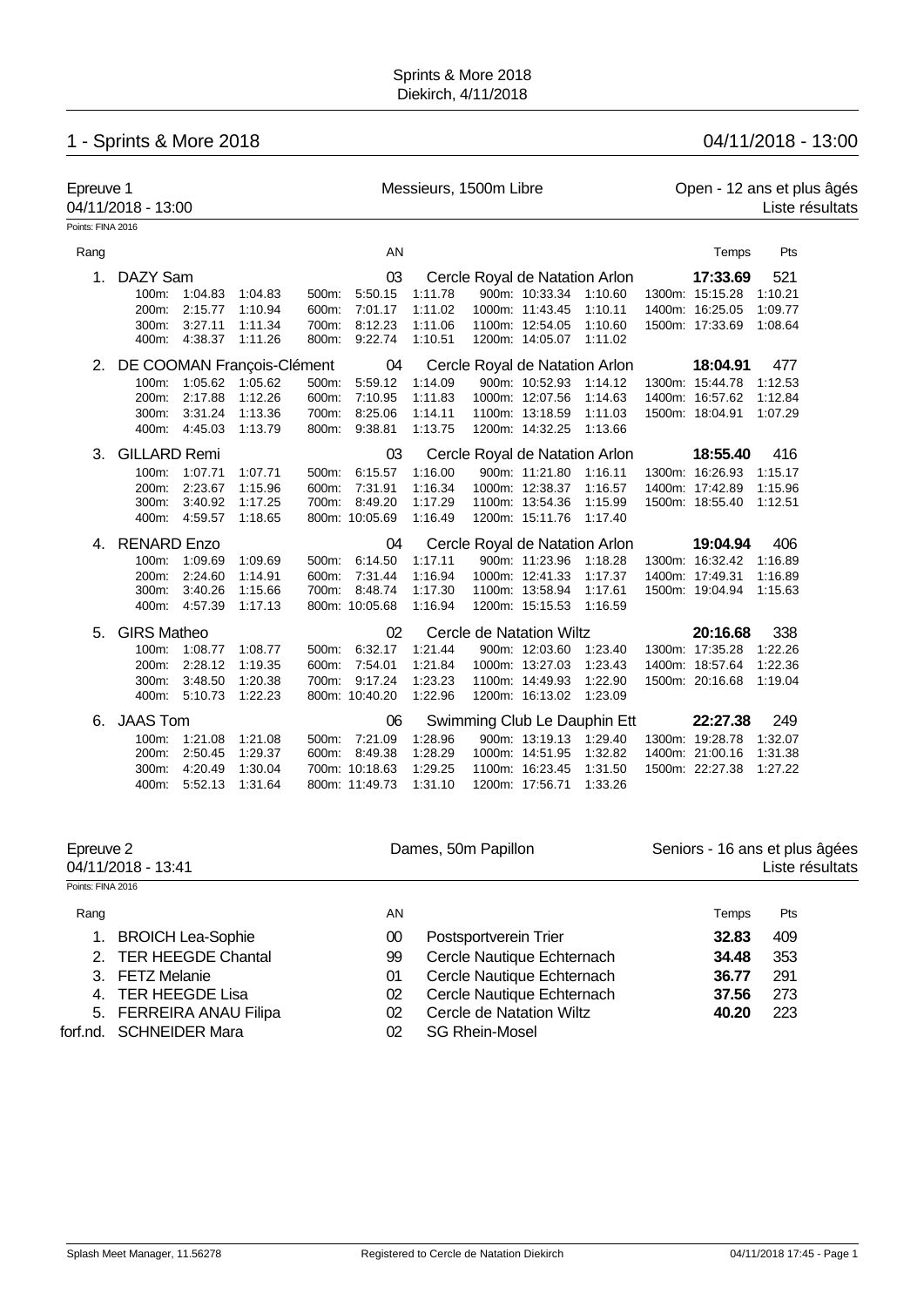Sprints & More 2018
Diekirch, 4/11/2018

# 1 - Sprints & More 2018 — 04/11/2018 - 13:00

## Epreuve 1 — Messieurs, 1500m Libre — Open - 12 ans et plus âgés

04/11/2018 - 13:00 — Liste résultats

Points: FINA 2016

| Rang | Nom | AN | Club | Temps | Pts |
|---|---|---|---|---|---|
| 1. | DAZY Sam | 03 | Cercle Royal de Natation Arlon | 17:33.69 | 521 |
| 2. | DE COOMAN François-Clément | 04 | Cercle Royal de Natation Arlon | 18:04.91 | 477 |
| 3. | GILLARD Remi | 03 | Cercle Royal de Natation Arlon | 18:55.40 | 416 |
| 4. | RENARD Enzo | 04 | Cercle Royal de Natation Arlon | 19:04.94 | 406 |
| 5. | GIRS Matheo | 02 | Cercle de Natation Wiltz | 20:16.68 | 338 |
| 6. | JAAS Tom | 06 | Swimming Club Le Dauphin Ett | 22:27.38 | 249 |

**1. DAZY Sam**

| Dist. | Temps | Inter. | Dist. | Temps | Inter. | Dist. | Temps | Inter. | Dist. | Temps | Inter. |
|---|---|---|---|---|---|---|---|---|---|---|---|
| 100m: | 1:04.83 | 1:04.83 | 500m: | 5:50.15 | 1:11.78 | 900m: | 10:33.34 | 1:10.60 | 1300m: | 15:15.28 | 1:10.21 |
| 200m: | 2:15.77 | 1:10.94 | 600m: | 7:01.17 | 1:11.02 | 1000m: | 11:43.45 | 1:10.11 | 1400m: | 16:25.05 | 1:09.77 |
| 300m: | 3:27.11 | 1:11.34 | 700m: | 8:12.23 | 1:11.06 | 1100m: | 12:54.05 | 1:10.60 | 1500m: | 17:33.69 | 1:08.64 |
| 400m: | 4:38.37 | 1:11.26 | 800m: | 9:22.74 | 1:10.51 | 1200m: | 14:05.07 | 1:11.02 | | | |

**2. DE COOMAN François-Clément**

| Dist. | Temps | Inter. | Dist. | Temps | Inter. | Dist. | Temps | Inter. | Dist. | Temps | Inter. |
|---|---|---|---|---|---|---|---|---|---|---|---|
| 100m: | 1:05.62 | 1:05.62 | 500m: | 5:59.12 | 1:14.09 | 900m: | 10:52.93 | 1:14.12 | 1300m: | 15:44.78 | 1:12.53 |
| 200m: | 2:17.88 | 1:12.26 | 600m: | 7:10.95 | 1:11.83 | 1000m: | 12:07.56 | 1:14.63 | 1400m: | 16:57.62 | 1:12.84 |
| 300m: | 3:31.24 | 1:13.36 | 700m: | 8:25.06 | 1:14.11 | 1100m: | 13:18.59 | 1:11.03 | 1500m: | 18:04.91 | 1:07.29 |
| 400m: | 4:45.03 | 1:13.79 | 800m: | 9:38.81 | 1:13.75 | 1200m: | 14:32.25 | 1:13.66 | | | |

**3. GILLARD Remi**

| Dist. | Temps | Inter. | Dist. | Temps | Inter. | Dist. | Temps | Inter. | Dist. | Temps | Inter. |
|---|---|---|---|---|---|---|---|---|---|---|---|
| 100m: | 1:07.71 | 1:07.71 | 500m: | 6:15.57 | 1:16.00 | 900m: | 11:21.80 | 1:16.11 | 1300m: | 16:26.93 | 1:15.17 |
| 200m: | 2:23.67 | 1:15.96 | 600m: | 7:31.91 | 1:16.34 | 1000m: | 12:38.37 | 1:16.57 | 1400m: | 17:42.89 | 1:15.96 |
| 300m: | 3:40.92 | 1:17.25 | 700m: | 8:49.20 | 1:17.29 | 1100m: | 13:54.36 | 1:15.99 | 1500m: | 18:55.40 | 1:12.51 |
| 400m: | 4:59.57 | 1:18.65 | 800m: | 10:05.69 | 1:16.49 | 1200m: | 15:11.76 | 1:17.40 | | | |

**4. RENARD Enzo**

| Dist. | Temps | Inter. | Dist. | Temps | Inter. | Dist. | Temps | Inter. | Dist. | Temps | Inter. |
|---|---|---|---|---|---|---|---|---|---|---|---|
| 100m: | 1:09.69 | 1:09.69 | 500m: | 6:14.50 | 1:17.11 | 900m: | 11:23.96 | 1:18.28 | 1300m: | 16:32.42 | 1:16.89 |
| 200m: | 2:24.60 | 1:14.91 | 600m: | 7:31.44 | 1:16.94 | 1000m: | 12:41.33 | 1:17.37 | 1400m: | 17:49.31 | 1:16.89 |
| 300m: | 3:40.26 | 1:15.66 | 700m: | 8:48.74 | 1:17.30 | 1100m: | 13:58.94 | 1:17.61 | 1500m: | 19:04.94 | 1:15.63 |
| 400m: | 4:57.39 | 1:17.13 | 800m: | 10:05.68 | 1:16.94 | 1200m: | 15:15.53 | 1:16.59 | | | |

**5. GIRS Matheo**

| Dist. | Temps | Inter. | Dist. | Temps | Inter. | Dist. | Temps | Inter. | Dist. | Temps | Inter. |
|---|---|---|---|---|---|---|---|---|---|---|---|
| 100m: | 1:08.77 | 1:08.77 | 500m: | 6:32.17 | 1:21.44 | 900m: | 12:03.60 | 1:23.40 | 1300m: | 17:35.28 | 1:22.26 |
| 200m: | 2:28.12 | 1:19.35 | 600m: | 7:54.01 | 1:21.84 | 1000m: | 13:27.03 | 1:23.43 | 1400m: | 18:57.64 | 1:22.36 |
| 300m: | 3:48.50 | 1:20.38 | 700m: | 9:17.24 | 1:23.23 | 1100m: | 14:49.93 | 1:22.90 | 1500m: | 20:16.68 | 1:19.04 |
| 400m: | 5:10.73 | 1:22.23 | 800m: | 10:40.20 | 1:22.96 | 1200m: | 16:13.02 | 1:23.09 | | | |

**6. JAAS Tom**

| Dist. | Temps | Inter. | Dist. | Temps | Inter. | Dist. | Temps | Inter. | Dist. | Temps | Inter. |
|---|---|---|---|---|---|---|---|---|---|---|---|
| 100m: | 1:21.08 | 1:21.08 | 500m: | 7:21.09 | 1:28.96 | 900m: | 13:19.13 | 1:29.40 | 1300m: | 19:28.78 | 1:32.07 |
| 200m: | 2:50.45 | 1:29.37 | 600m: | 8:49.38 | 1:28.29 | 1000m: | 14:51.95 | 1:32.82 | 1400m: | 21:00.16 | 1:31.38 |
| 300m: | 4:20.49 | 1:30.04 | 700m: | 10:18.63 | 1:29.25 | 1100m: | 16:23.45 | 1:31.50 | 1500m: | 22:27.38 | 1:27.22 |
| 400m: | 5:52.13 | 1:31.64 | 800m: | 11:49.73 | 1:31.10 | 1200m: | 17:56.71 | 1:33.26 | | | |

## Epreuve 2 — Dames, 50m Papillon — Seniors - 16 ans et plus âgées

04/11/2018 - 13:41 — Liste résultats

Points: FINA 2016

| Rang | Nom | AN | Club | Temps | Pts |
|---|---|---|---|---|---|
| 1. | BROICH Lea-Sophie | 00 | Postsportverein Trier | 32.83 | 409 |
| 2. | TER HEEGDE Chantal | 99 | Cercle Nautique Echternach | 34.48 | 353 |
| 3. | FETZ Melanie | 01 | Cercle Nautique Echternach | 36.77 | 291 |
| 4. | TER HEEGDE Lisa | 02 | Cercle Nautique Echternach | 37.56 | 273 |
| 5. | FERREIRA ANAU Filipa | 02 | Cercle de Natation Wiltz | 40.20 | 223 |
| forf.nd. | SCHNEIDER Mara | 02 | SG Rhein-Mosel | | |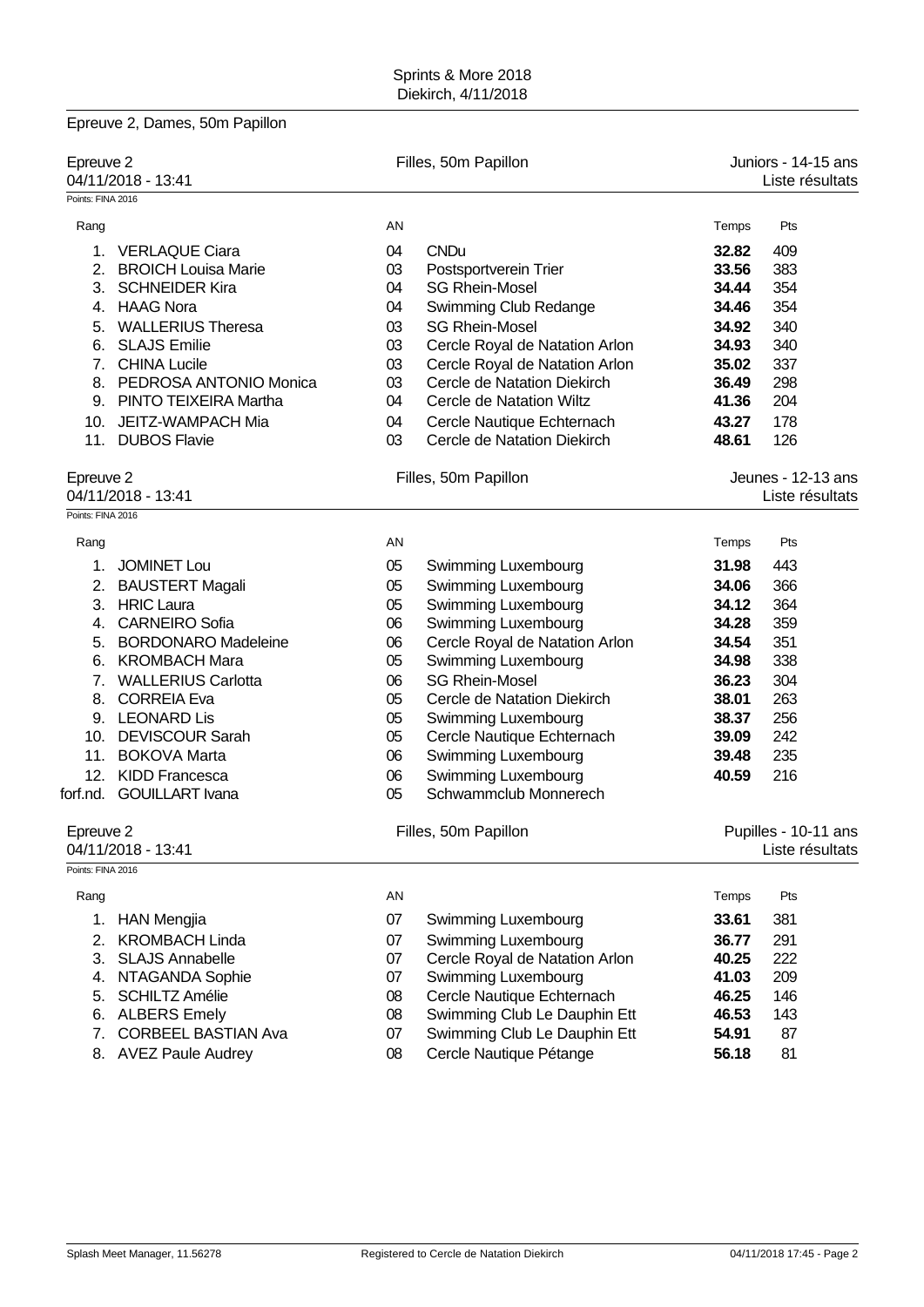Epreuve 2, Dames, 50m Papillon

Epreuve 2 — Filles, 50m Papillon — Juniors - 14-15 ans
04/11/2018 - 13:41 — Liste résultats

Points: FINA 2016

| Rang | | AN | | Temps | Pts |
|---|---|---|---|---|---|
| 1. | VERLAQUE Ciara | 04 | CNDu | **32.82** | 409 |
| 2. | BROICH Louisa Marie | 03 | Postsportverein Trier | **33.56** | 383 |
| 3. | SCHNEIDER Kira | 04 | SG Rhein-Mosel | **34.44** | 354 |
| 4. | HAAG Nora | 04 | Swimming Club Redange | **34.46** | 354 |
| 5. | WALLERIUS Theresa | 03 | SG Rhein-Mosel | **34.92** | 340 |
| 6. | SLAJS Emilie | 03 | Cercle Royal de Natation Arlon | **34.93** | 340 |
| 7. | CHINA Lucile | 03 | Cercle Royal de Natation Arlon | **35.02** | 337 |
| 8. | PEDROSA ANTONIO Monica | 03 | Cercle de Natation Diekirch | **36.49** | 298 |
| 9. | PINTO TEIXEIRA Martha | 04 | Cercle de Natation Wiltz | **41.36** | 204 |
| 10. | JEITZ-WAMPACH Mia | 04 | Cercle Nautique Echternach | **43.27** | 178 |
| 11. | DUBOS Flavie | 03 | Cercle de Natation Diekirch | **48.61** | 126 |

Epreuve 2 — Filles, 50m Papillon — Jeunes - 12-13 ans
04/11/2018 - 13:41 — Liste résultats

Points: FINA 2016

| Rang | | AN | | Temps | Pts |
|---|---|---|---|---|---|
| 1. | JOMINET Lou | 05 | Swimming Luxembourg | **31.98** | 443 |
| 2. | BAUSTERT Magali | 05 | Swimming Luxembourg | **34.06** | 366 |
| 3. | HRIC Laura | 05 | Swimming Luxembourg | **34.12** | 364 |
| 4. | CARNEIRO Sofia | 06 | Swimming Luxembourg | **34.28** | 359 |
| 5. | BORDONARO Madeleine | 06 | Cercle Royal de Natation Arlon | **34.54** | 351 |
| 6. | KROMBACH Mara | 05 | Swimming Luxembourg | **34.98** | 338 |
| 7. | WALLERIUS Carlotta | 06 | SG Rhein-Mosel | **36.23** | 304 |
| 8. | CORREIA Eva | 05 | Cercle de Natation Diekirch | **38.01** | 263 |
| 9. | LEONARD Lis | 05 | Swimming Luxembourg | **38.37** | 256 |
| 10. | DEVISCOUR Sarah | 05 | Cercle Nautique Echternach | **39.09** | 242 |
| 11. | BOKOVA Marta | 06 | Swimming Luxembourg | **39.48** | 235 |
| 12. | KIDD Francesca | 06 | Swimming Luxembourg | **40.59** | 216 |
| forf.nd. | GOUILLART Ivana | 05 | Schwammclub Monnerech | | |

Epreuve 2 — Filles, 50m Papillon — Pupilles - 10-11 ans
04/11/2018 - 13:41 — Liste résultats

Points: FINA 2016

| Rang | | AN | | Temps | Pts |
|---|---|---|---|---|---|
| 1. | HAN Mengjia | 07 | Swimming Luxembourg | **33.61** | 381 |
| 2. | KROMBACH Linda | 07 | Swimming Luxembourg | **36.77** | 291 |
| 3. | SLAJS Annabelle | 07 | Cercle Royal de Natation Arlon | **40.25** | 222 |
| 4. | NTAGANDA Sophie | 07 | Swimming Luxembourg | **41.03** | 209 |
| 5. | SCHILTZ Amélie | 08 | Cercle Nautique Echternach | **46.25** | 146 |
| 6. | ALBERS Emely | 08 | Swimming Club Le Dauphin Ett | **46.53** | 143 |
| 7. | CORBEEL BASTIAN Ava | 07 | Swimming Club Le Dauphin Ett | **54.91** | 87 |
| 8. | AVEZ Paule Audrey | 08 | Cercle Nautique Pétange | **56.18** | 81 |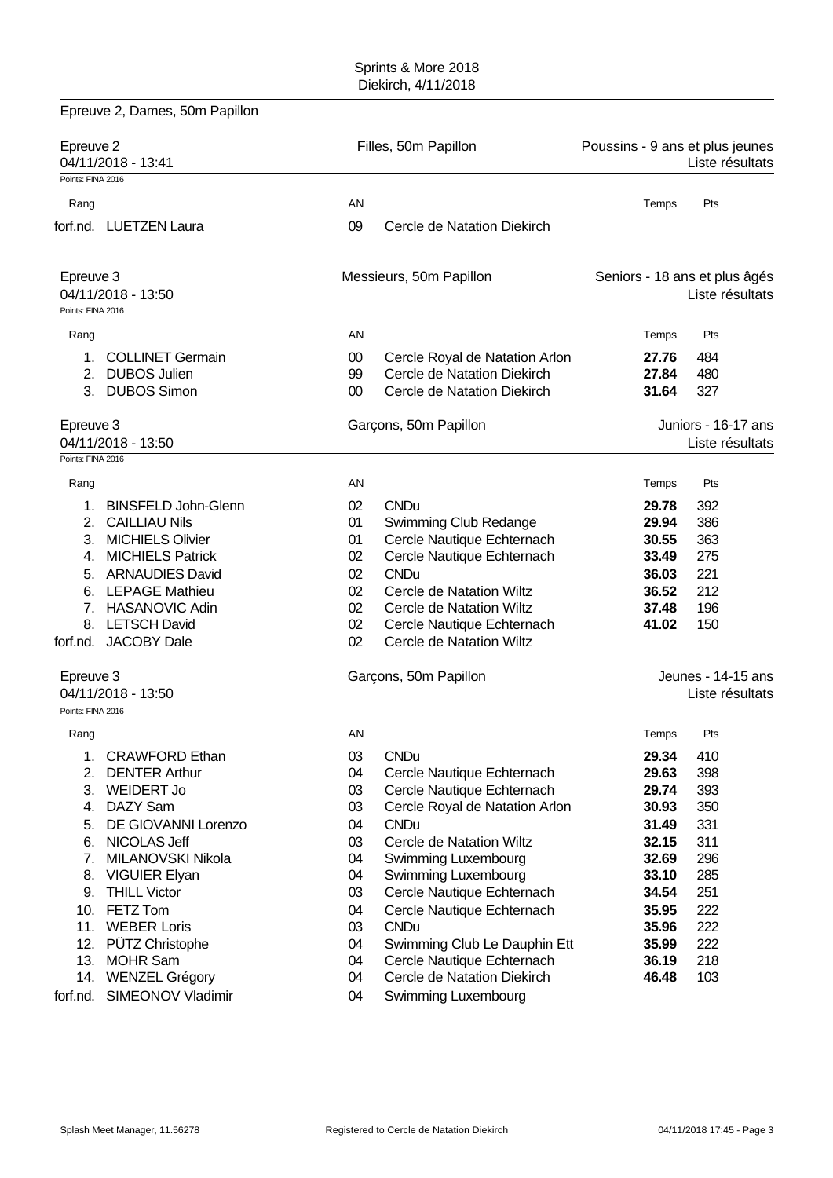Sprints & More 2018
Diekirch, 4/11/2018

## Epreuve 2, Dames, 50m Papillon

### Epreuve 2 — Filles, 50m Papillon — Poussins - 9 ans et plus jeunes

04/11/2018 - 13:41 — Liste résultats

Points: FINA 2016

| Rang | | AN | | Temps | Pts |
|---|---|---|---|---|---|
| forf.nd. | LUETZEN Laura | 09 | Cercle de Natation Diekirch | | |

### Epreuve 3 — Messieurs, 50m Papillon — Seniors - 18 ans et plus âgés

04/11/2018 - 13:50 — Liste résultats

Points: FINA 2016

| Rang | | AN | | Temps | Pts |
|---|---|---|---|---|---|
| 1. | COLLINET Germain | 00 | Cercle Royal de Natation Arlon | **27.76** | 484 |
| 2. | DUBOS Julien | 99 | Cercle de Natation Diekirch | **27.84** | 480 |
| 3. | DUBOS Simon | 00 | Cercle de Natation Diekirch | **31.64** | 327 |

### Epreuve 3 — Garçons, 50m Papillon — Juniors - 16-17 ans

04/11/2018 - 13:50 — Liste résultats

Points: FINA 2016

| Rang | | AN | | Temps | Pts |
|---|---|---|---|---|---|
| 1. | BINSFELD John-Glenn | 02 | CNDu | **29.78** | 392 |
| 2. | CAILLIAU Nils | 01 | Swimming Club Redange | **29.94** | 386 |
| 3. | MICHIELS Olivier | 01 | Cercle Nautique Echternach | **30.55** | 363 |
| 4. | MICHIELS Patrick | 02 | Cercle Nautique Echternach | **33.49** | 275 |
| 5. | ARNAUDIES David | 02 | CNDu | **36.03** | 221 |
| 6. | LEPAGE Mathieu | 02 | Cercle de Natation Wiltz | **36.52** | 212 |
| 7. | HASANOVIC Adin | 02 | Cercle de Natation Wiltz | **37.48** | 196 |
| 8. | LETSCH David | 02 | Cercle Nautique Echternach | **41.02** | 150 |
| forf.nd. | JACOBY Dale | 02 | Cercle de Natation Wiltz | | |

### Epreuve 3 — Garçons, 50m Papillon — Jeunes - 14-15 ans

04/11/2018 - 13:50 — Liste résultats

Points: FINA 2016

| Rang | | AN | | Temps | Pts |
|---|---|---|---|---|---|
| 1. | CRAWFORD Ethan | 03 | CNDu | **29.34** | 410 |
| 2. | DENTER Arthur | 04 | Cercle Nautique Echternach | **29.63** | 398 |
| 3. | WEIDERT Jo | 03 | Cercle Nautique Echternach | **29.74** | 393 |
| 4. | DAZY Sam | 03 | Cercle Royal de Natation Arlon | **30.93** | 350 |
| 5. | DE GIOVANNI Lorenzo | 04 | CNDu | **31.49** | 331 |
| 6. | NICOLAS Jeff | 03 | Cercle de Natation Wiltz | **32.15** | 311 |
| 7. | MILANOVSKI Nikola | 04 | Swimming Luxembourg | **32.69** | 296 |
| 8. | VIGUIER Elyan | 04 | Swimming Luxembourg | **33.10** | 285 |
| 9. | THILL Victor | 03 | Cercle Nautique Echternach | **34.54** | 251 |
| 10. | FETZ Tom | 04 | Cercle Nautique Echternach | **35.95** | 222 |
| 11. | WEBER Loris | 03 | CNDu | **35.96** | 222 |
| 12. | PÜTZ Christophe | 04 | Swimming Club Le Dauphin Ett | **35.99** | 222 |
| 13. | MOHR Sam | 04 | Cercle Nautique Echternach | **36.19** | 218 |
| 14. | WENZEL Grégory | 04 | Cercle de Natation Diekirch | **46.48** | 103 |
| forf.nd. | SIMEONOV Vladimir | 04 | Swimming Luxembourg | | |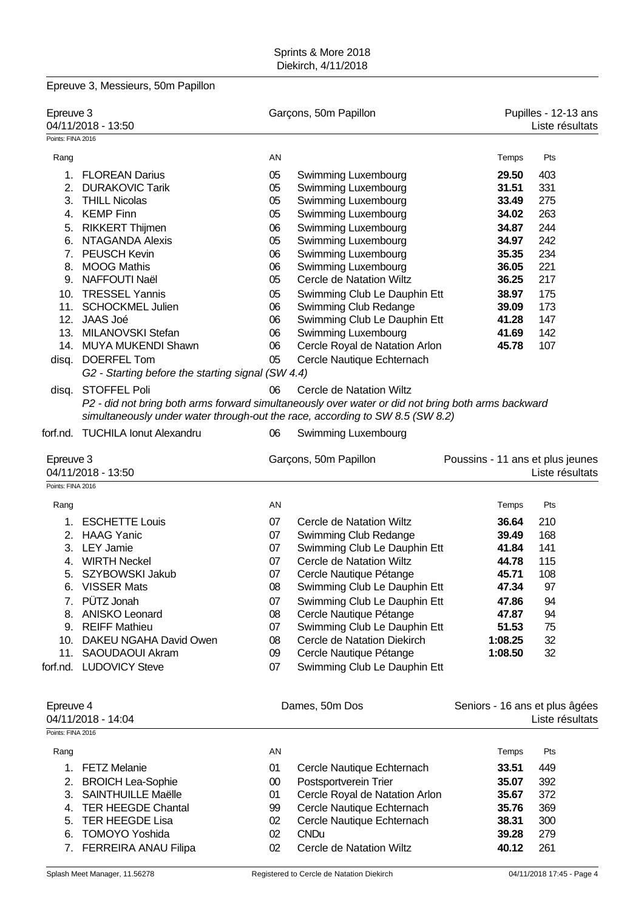Sprints & More 2018
Diekirch, 4/11/2018

## Epreuve 3, Messieurs, 50m Papillon

### Epreuve 3 — Garçons, 50m Papillon — Pupilles - 12-13 ans

04/11/2018 - 13:50 — Liste résultats

Points: FINA 2016

| Rang | | AN | | Temps | Pts |
|---|---|---|---|---|---|
| 1. | FLOREAN Darius | 05 | Swimming Luxembourg | **29.50** | 403 |
| 2. | DURAKOVIC Tarik | 05 | Swimming Luxembourg | **31.51** | 331 |
| 3. | THILL Nicolas | 05 | Swimming Luxembourg | **33.49** | 275 |
| 4. | KEMP Finn | 05 | Swimming Luxembourg | **34.02** | 263 |
| 5. | RIKKERT Thijmen | 06 | Swimming Luxembourg | **34.87** | 244 |
| 6. | NTAGANDA Alexis | 05 | Swimming Luxembourg | **34.97** | 242 |
| 7. | PEUSCH Kevin | 06 | Swimming Luxembourg | **35.35** | 234 |
| 8. | MOOG Mathis | 06 | Swimming Luxembourg | **36.05** | 221 |
| 9. | NAFFOUTI Naël | 05 | Cercle de Natation Wiltz | **36.25** | 217 |
| 10. | TRESSEL Yannis | 05 | Swimming Club Le Dauphin Ett | **38.97** | 175 |
| 11. | SCHOCKMEL Julien | 06 | Swimming Club Redange | **39.09** | 173 |
| 12. | JAAS Joé | 06 | Swimming Club Le Dauphin Ett | **41.28** | 147 |
| 13. | MILANOVSKI Stefan | 06 | Swimming Luxembourg | **41.69** | 142 |
| 14. | MUYA MUKENDI Shawn | 06 | Cercle Royal de Natation Arlon | **45.78** | 107 |
| disq. | DOERFEL Tom | 05 | Cercle Nautique Echternach | | |
| | *G2 - Starting before the starting signal (SW 4.4)* | | | | |
| disq. | STOFFEL Poli | 06 | Cercle de Natation Wiltz | | |
| | *P2 - did not bring both arms forward simultaneously over water or did not bring both arms backward simultaneously under water through-out the race, according to SW 8.5 (SW 8.2)* | | | | |
| forf.nd. | TUCHILA Ionut Alexandru | 06 | Swimming Luxembourg | | |

### Epreuve 3 — Garçons, 50m Papillon — Poussins - 11 ans et plus jeunes

04/11/2018 - 13:50 — Liste résultats

Points: FINA 2016

| Rang | | AN | | Temps | Pts |
|---|---|---|---|---|---|
| 1. | ESCHETTE Louis | 07 | Cercle de Natation Wiltz | **36.64** | 210 |
| 2. | HAAG Yanic | 07 | Swimming Club Redange | **39.49** | 168 |
| 3. | LEY Jamie | 07 | Swimming Club Le Dauphin Ett | **41.84** | 141 |
| 4. | WIRTH Neckel | 07 | Cercle de Natation Wiltz | **44.78** | 115 |
| 5. | SZYBOWSKI Jakub | 07 | Cercle Nautique Pétange | **45.71** | 108 |
| 6. | VISSER Mats | 08 | Swimming Club Le Dauphin Ett | **47.34** | 97 |
| 7. | PÜTZ Jonah | 07 | Swimming Club Le Dauphin Ett | **47.86** | 94 |
| 8. | ANISKO Leonard | 08 | Cercle Nautique Pétange | **47.87** | 94 |
| 9. | REIFF Mathieu | 07 | Swimming Club Le Dauphin Ett | **51.53** | 75 |
| 10. | DAKEU NGAHA David Owen | 08 | Cercle de Natation Diekirch | **1:08.25** | 32 |
| 11. | SAOUDAOUI Akram | 09 | Cercle Nautique Pétange | **1:08.50** | 32 |
| forf.nd. | LUDOVICY Steve | 07 | Swimming Club Le Dauphin Ett | | |

### Epreuve 4 — Dames, 50m Dos — Seniors - 16 ans et plus âgées

04/11/2018 - 14:04 — Liste résultats

Points: FINA 2016

| Rang | | AN | | Temps | Pts |
|---|---|---|---|---|---|
| 1. | FETZ Melanie | 01 | Cercle Nautique Echternach | **33.51** | 449 |
| 2. | BROICH Lea-Sophie | 00 | Postsportverein Trier | **35.07** | 392 |
| 3. | SAINTHUILLE Maëlle | 01 | Cercle Royal de Natation Arlon | **35.67** | 372 |
| 4. | TER HEEGDE Chantal | 99 | Cercle Nautique Echternach | **35.76** | 369 |
| 5. | TER HEEGDE Lisa | 02 | Cercle Nautique Echternach | **38.31** | 300 |
| 6. | TOMOYO Yoshida | 02 | CNDu | **39.28** | 279 |
| 7. | FERREIRA ANAU Filipa | 02 | Cercle de Natation Wiltz | **40.12** | 261 |

Splash Meet Manager, 11.56278 — Registered to Cercle de Natation Diekirch — 04/11/2018 17:45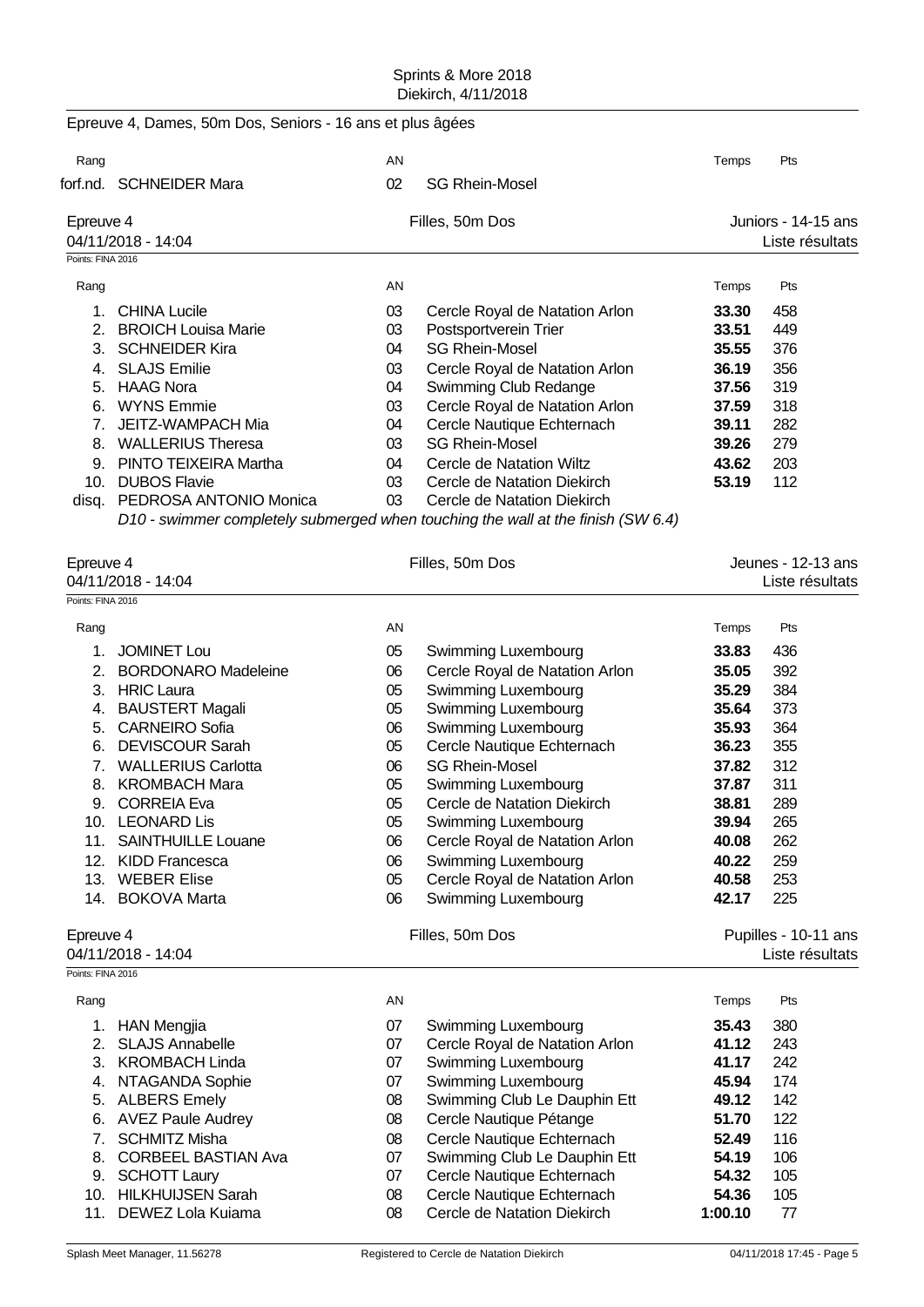Epreuve 4, Dames, 50m Dos, Seniors - 16 ans et plus âgées

| Rang | | AN | | Temps | Pts |
|---|---|---|---|---|---|
| forf.nd. | SCHNEIDER Mara | 02 | SG Rhein-Mosel | | |

## Epreuve 4 — Filles, 50m Dos — Juniors - 14-15 ans

04/11/2018 - 14:04 — Liste résultats

Points: FINA 2016

| Rang | | AN | | Temps | Pts |
|---|---|---|---|---|---|
| 1. | CHINA Lucile | 03 | Cercle Royal de Natation Arlon | **33.30** | 458 |
| 2. | BROICH Louisa Marie | 03 | Postsportverein Trier | **33.51** | 449 |
| 3. | SCHNEIDER Kira | 04 | SG Rhein-Mosel | **35.55** | 376 |
| 4. | SLAJS Emilie | 03 | Cercle Royal de Natation Arlon | **36.19** | 356 |
| 5. | HAAG Nora | 04 | Swimming Club Redange | **37.56** | 319 |
| 6. | WYNS Emmie | 03 | Cercle Royal de Natation Arlon | **37.59** | 318 |
| 7. | JEITZ-WAMPACH Mia | 04 | Cercle Nautique Echternach | **39.11** | 282 |
| 8. | WALLERIUS Theresa | 03 | SG Rhein-Mosel | **39.26** | 279 |
| 9. | PINTO TEIXEIRA Martha | 04 | Cercle de Natation Wiltz | **43.62** | 203 |
| 10. | DUBOS Flavie | 03 | Cercle de Natation Diekirch | **53.19** | 112 |
| disq. | PEDROSA ANTONIO Monica | 03 | Cercle de Natation Diekirch | | |

*D10 - swimmer completely submerged when touching the wall at the finish (SW 6.4)*

## Epreuve 4 — Filles, 50m Dos — Jeunes - 12-13 ans

04/11/2018 - 14:04 — Liste résultats

Points: FINA 2016

| Rang | | AN | | Temps | Pts |
|---|---|---|---|---|---|
| 1. | JOMINET Lou | 05 | Swimming Luxembourg | **33.83** | 436 |
| 2. | BORDONARO Madeleine | 06 | Cercle Royal de Natation Arlon | **35.05** | 392 |
| 3. | HRIC Laura | 05 | Swimming Luxembourg | **35.29** | 384 |
| 4. | BAUSTERT Magali | 05 | Swimming Luxembourg | **35.64** | 373 |
| 5. | CARNEIRO Sofia | 06 | Swimming Luxembourg | **35.93** | 364 |
| 6. | DEVISCOUR Sarah | 05 | Cercle Nautique Echternach | **36.23** | 355 |
| 7. | WALLERIUS Carlotta | 06 | SG Rhein-Mosel | **37.82** | 312 |
| 8. | KROMBACH Mara | 05 | Swimming Luxembourg | **37.87** | 311 |
| 9. | CORREIA Eva | 05 | Cercle de Natation Diekirch | **38.81** | 289 |
| 10. | LEONARD Lis | 05 | Swimming Luxembourg | **39.94** | 265 |
| 11. | SAINTHUILLE Louane | 06 | Cercle Royal de Natation Arlon | **40.08** | 262 |
| 12. | KIDD Francesca | 06 | Swimming Luxembourg | **40.22** | 259 |
| 13. | WEBER Elise | 05 | Cercle Royal de Natation Arlon | **40.58** | 253 |
| 14. | BOKOVA Marta | 06 | Swimming Luxembourg | **42.17** | 225 |

## Epreuve 4 — Filles, 50m Dos — Pupilles - 10-11 ans

04/11/2018 - 14:04 — Liste résultats

Points: FINA 2016

| Rang | | AN | | Temps | Pts |
|---|---|---|---|---|---|
| 1. | HAN Mengjia | 07 | Swimming Luxembourg | **35.43** | 380 |
| 2. | SLAJS Annabelle | 07 | Cercle Royal de Natation Arlon | **41.12** | 243 |
| 3. | KROMBACH Linda | 07 | Swimming Luxembourg | **41.17** | 242 |
| 4. | NTAGANDA Sophie | 07 | Swimming Luxembourg | **45.94** | 174 |
| 5. | ALBERS Emely | 08 | Swimming Club Le Dauphin Ett | **49.12** | 142 |
| 6. | AVEZ Paule Audrey | 08 | Cercle Nautique Pétange | **51.70** | 122 |
| 7. | SCHMITZ Misha | 08 | Cercle Nautique Echternach | **52.49** | 116 |
| 8. | CORBEEL BASTIAN Ava | 07 | Swimming Club Le Dauphin Ett | **54.19** | 106 |
| 9. | SCHOTT Laury | 07 | Cercle Nautique Echternach | **54.32** | 105 |
| 10. | HILKHUIJSEN Sarah | 08 | Cercle Nautique Echternach | **54.36** | 105 |
| 11. | DEWEZ Lola Kuiama | 08 | Cercle de Natation Diekirch | **1:00.10** | 77 |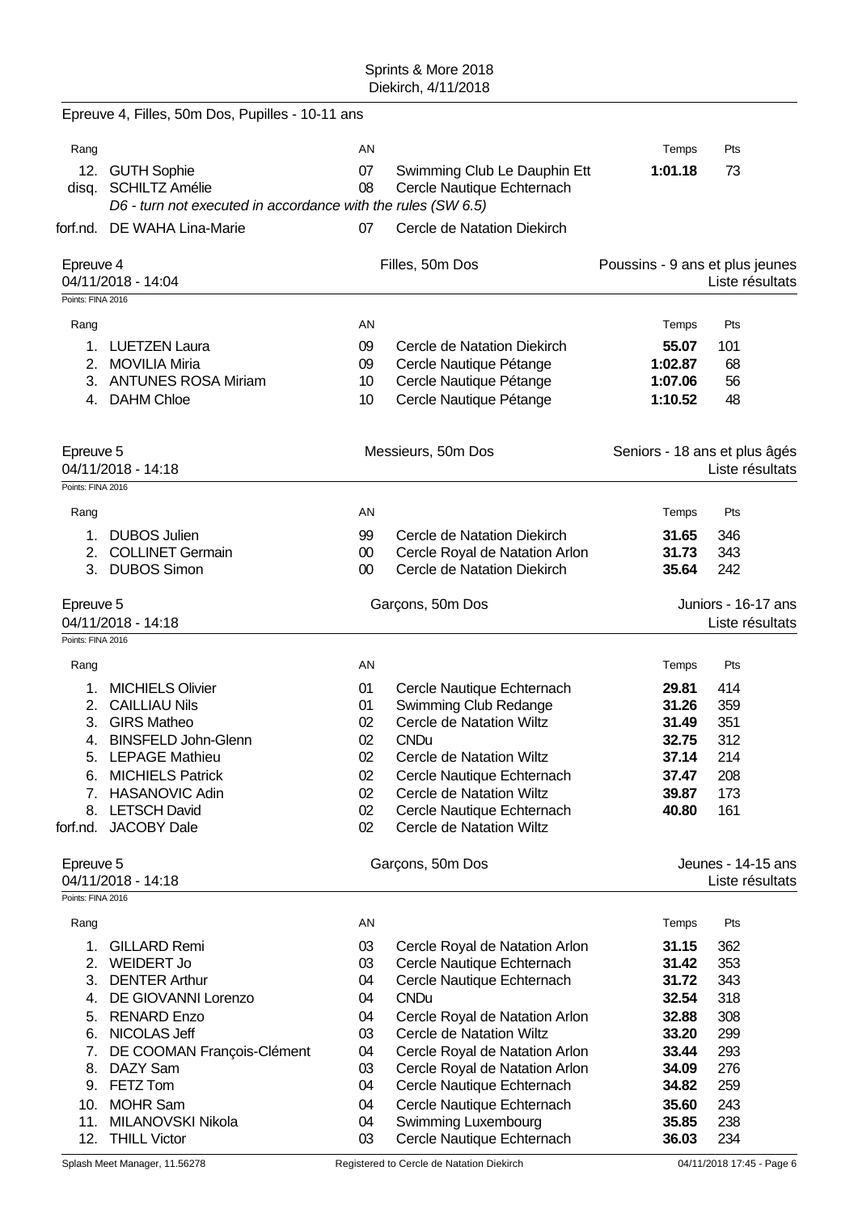Epreuve 4, Filles, 50m Dos, Pupilles - 10-11 ans

| Rang | | AN | | Temps | Pts |
|---|---|---|---|---|---|
| 12. | GUTH Sophie | 07 | Swimming Club Le Dauphin Ett | **1:01.18** | 73 |
| disq. | SCHILTZ Amélie | 08 | Cercle Nautique Echternach | | |
| | *D6 - turn not executed in accordance with the rules (SW 6.5)* | | | | |
| forf.nd. | DE WAHA Lina-Marie | 07 | Cercle de Natation Diekirch | | |

## Epreuve 4 — Filles, 50m Dos — Poussins - 9 ans et plus jeunes

04/11/2018 - 14:04 — Liste résultats

Points: FINA 2016

| Rang | | AN | | Temps | Pts |
|---|---|---|---|---|---|
| 1. | LUETZEN Laura | 09 | Cercle de Natation Diekirch | **55.07** | 101 |
| 2. | MOVILIA Miria | 09 | Cercle Nautique Pétange | **1:02.87** | 68 |
| 3. | ANTUNES ROSA Miriam | 10 | Cercle Nautique Pétange | **1:07.06** | 56 |
| 4. | DAHM Chloe | 10 | Cercle Nautique Pétange | **1:10.52** | 48 |

## Epreuve 5 — Messieurs, 50m Dos — Seniors - 18 ans et plus âgés

04/11/2018 - 14:18 — Liste résultats

Points: FINA 2016

| Rang | | AN | | Temps | Pts |
|---|---|---|---|---|---|
| 1. | DUBOS Julien | 99 | Cercle de Natation Diekirch | **31.65** | 346 |
| 2. | COLLINET Germain | 00 | Cercle Royal de Natation Arlon | **31.73** | 343 |
| 3. | DUBOS Simon | 00 | Cercle de Natation Diekirch | **35.64** | 242 |

## Epreuve 5 — Garçons, 50m Dos — Juniors - 16-17 ans

04/11/2018 - 14:18 — Liste résultats

Points: FINA 2016

| Rang | | AN | | Temps | Pts |
|---|---|---|---|---|---|
| 1. | MICHIELS Olivier | 01 | Cercle Nautique Echternach | **29.81** | 414 |
| 2. | CAILLIAU Nils | 01 | Swimming Club Redange | **31.26** | 359 |
| 3. | GIRS Matheo | 02 | Cercle de Natation Wiltz | **31.49** | 351 |
| 4. | BINSFELD John-Glenn | 02 | CNDu | **32.75** | 312 |
| 5. | LEPAGE Mathieu | 02 | Cercle de Natation Wiltz | **37.14** | 214 |
| 6. | MICHIELS Patrick | 02 | Cercle Nautique Echternach | **37.47** | 208 |
| 7. | HASANOVIC Adin | 02 | Cercle de Natation Wiltz | **39.87** | 173 |
| 8. | LETSCH David | 02 | Cercle Nautique Echternach | **40.80** | 161 |
| forf.nd. | JACOBY Dale | 02 | Cercle de Natation Wiltz | | |

## Epreuve 5 — Garçons, 50m Dos — Jeunes - 14-15 ans

04/11/2018 - 14:18 — Liste résultats

Points: FINA 2016

| Rang | | AN | | Temps | Pts |
|---|---|---|---|---|---|
| 1. | GILLARD Remi | 03 | Cercle Royal de Natation Arlon | **31.15** | 362 |
| 2. | WEIDERT Jo | 03 | Cercle Nautique Echternach | **31.42** | 353 |
| 3. | DENTER Arthur | 04 | Cercle Nautique Echternach | **31.72** | 343 |
| 4. | DE GIOVANNI Lorenzo | 04 | CNDu | **32.54** | 318 |
| 5. | RENARD Enzo | 04 | Cercle Royal de Natation Arlon | **32.88** | 308 |
| 6. | NICOLAS Jeff | 03 | Cercle de Natation Wiltz | **33.20** | 299 |
| 7. | DE COOMAN François-Clément | 04 | Cercle Royal de Natation Arlon | **33.44** | 293 |
| 8. | DAZY Sam | 03 | Cercle Royal de Natation Arlon | **34.09** | 276 |
| 9. | FETZ Tom | 04 | Cercle Nautique Echternach | **34.82** | 259 |
| 10. | MOHR Sam | 04 | Cercle Nautique Echternach | **35.60** | 243 |
| 11. | MILANOVSKI Nikola | 04 | Swimming Luxembourg | **35.85** | 238 |
| 12. | THILL Victor | 03 | Cercle Nautique Echternach | **36.03** | 234 |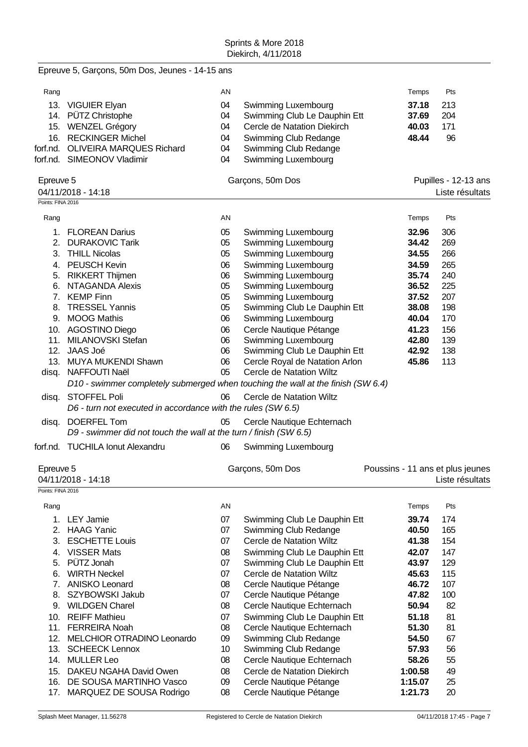Epreuve 5, Garçons, 50m Dos, Jeunes - 14-15 ans

| Rang | | AN | | Temps | Pts |
|---|---|---|---|---|---|
| 13. | VIGUIER Elyan | 04 | Swimming Luxembourg | **37.18** | 213 |
| 14. | PÜTZ Christophe | 04 | Swimming Club Le Dauphin Ett | **37.69** | 204 |
| 15. | WENZEL Grégory | 04 | Cercle de Natation Diekirch | **40.03** | 171 |
| 16. | RECKINGER Michel | 04 | Swimming Club Redange | **48.44** | 96 |
| forf.nd. | OLIVEIRA MARQUES Richard | 04 | Swimming Club Redange | | |
| forf.nd. | SIMEONOV Vladimir | 04 | Swimming Luxembourg | | |

Epreuve 5 — Garçons, 50m Dos — Pupilles - 12-13 ans

04/11/2018 - 14:18 — Liste résultats

Points: FINA 2016

| Rang | | AN | | Temps | Pts |
|---|---|---|---|---|---|
| 1. | FLOREAN Darius | 05 | Swimming Luxembourg | **32.96** | 306 |
| 2. | DURAKOVIC Tarik | 05 | Swimming Luxembourg | **34.42** | 269 |
| 3. | THILL Nicolas | 05 | Swimming Luxembourg | **34.55** | 266 |
| 4. | PEUSCH Kevin | 06 | Swimming Luxembourg | **34.59** | 265 |
| 5. | RIKKERT Thijmen | 06 | Swimming Luxembourg | **35.74** | 240 |
| 6. | NTAGANDA Alexis | 05 | Swimming Luxembourg | **36.52** | 225 |
| 7. | KEMP Finn | 05 | Swimming Luxembourg | **37.52** | 207 |
| 8. | TRESSEL Yannis | 05 | Swimming Club Le Dauphin Ett | **38.08** | 198 |
| 9. | MOOG Mathis | 06 | Swimming Luxembourg | **40.04** | 170 |
| 10. | AGOSTINO Diego | 06 | Cercle Nautique Pétange | **41.23** | 156 |
| 11. | MILANOVSKI Stefan | 06 | Swimming Luxembourg | **42.80** | 139 |
| 12. | JAAS Joé | 06 | Swimming Club Le Dauphin Ett | **42.92** | 138 |
| 13. | MUYA MUKENDI Shawn | 06 | Cercle Royal de Natation Arlon | **45.86** | 113 |
| disq. | NAFFOUTI Naël | 05 | Cercle de Natation Wiltz | | |
| | *D10 - swimmer completely submerged when touching the wall at the finish (SW 6.4)* | | | | |
| disq. | STOFFEL Poli | 06 | Cercle de Natation Wiltz | | |
| | *D6 - turn not executed in accordance with the rules (SW 6.5)* | | | | |
| disq. | DOERFEL Tom | 05 | Cercle Nautique Echternach | | |
| | *D9 - swimmer did not touch the wall at the turn / finish (SW 6.5)* | | | | |
| forf.nd. | TUCHILA Ionut Alexandru | 06 | Swimming Luxembourg | | |

Epreuve 5 — Garçons, 50m Dos — Poussins - 11 ans et plus jeunes

04/11/2018 - 14:18 — Liste résultats

Points: FINA 2016

| Rang | | AN | | Temps | Pts |
|---|---|---|---|---|---|
| 1. | LEY Jamie | 07 | Swimming Club Le Dauphin Ett | **39.74** | 174 |
| 2. | HAAG Yanic | 07 | Swimming Club Redange | **40.50** | 165 |
| 3. | ESCHETTE Louis | 07 | Cercle de Natation Wiltz | **41.38** | 154 |
| 4. | VISSER Mats | 08 | Swimming Club Le Dauphin Ett | **42.07** | 147 |
| 5. | PÜTZ Jonah | 07 | Swimming Club Le Dauphin Ett | **43.97** | 129 |
| 6. | WIRTH Neckel | 07 | Cercle de Natation Wiltz | **45.63** | 115 |
| 7. | ANISKO Leonard | 08 | Cercle Nautique Pétange | **46.72** | 107 |
| 8. | SZYBOWSKI Jakub | 07 | Cercle Nautique Pétange | **47.82** | 100 |
| 9. | WILDGEN Charel | 08 | Cercle Nautique Echternach | **50.94** | 82 |
| 10. | REIFF Mathieu | 07 | Swimming Club Le Dauphin Ett | **51.18** | 81 |
| 11. | FERREIRA Noah | 08 | Cercle Nautique Echternach | **51.30** | 81 |
| 12. | MELCHIOR OTRADINO Leonardo | 09 | Swimming Club Redange | **54.50** | 67 |
| 13. | SCHEECK Lennox | 10 | Swimming Club Redange | **57.93** | 56 |
| 14. | MULLER Leo | 08 | Cercle Nautique Echternach | **58.26** | 55 |
| 15. | DAKEU NGAHA David Owen | 08 | Cercle de Natation Diekirch | **1:00.58** | 49 |
| 16. | DE SOUSA MARTINHO Vasco | 09 | Cercle Nautique Pétange | **1:15.07** | 25 |
| 17. | MARQUEZ DE SOUSA Rodrigo | 08 | Cercle Nautique Pétange | **1:21.73** | 20 |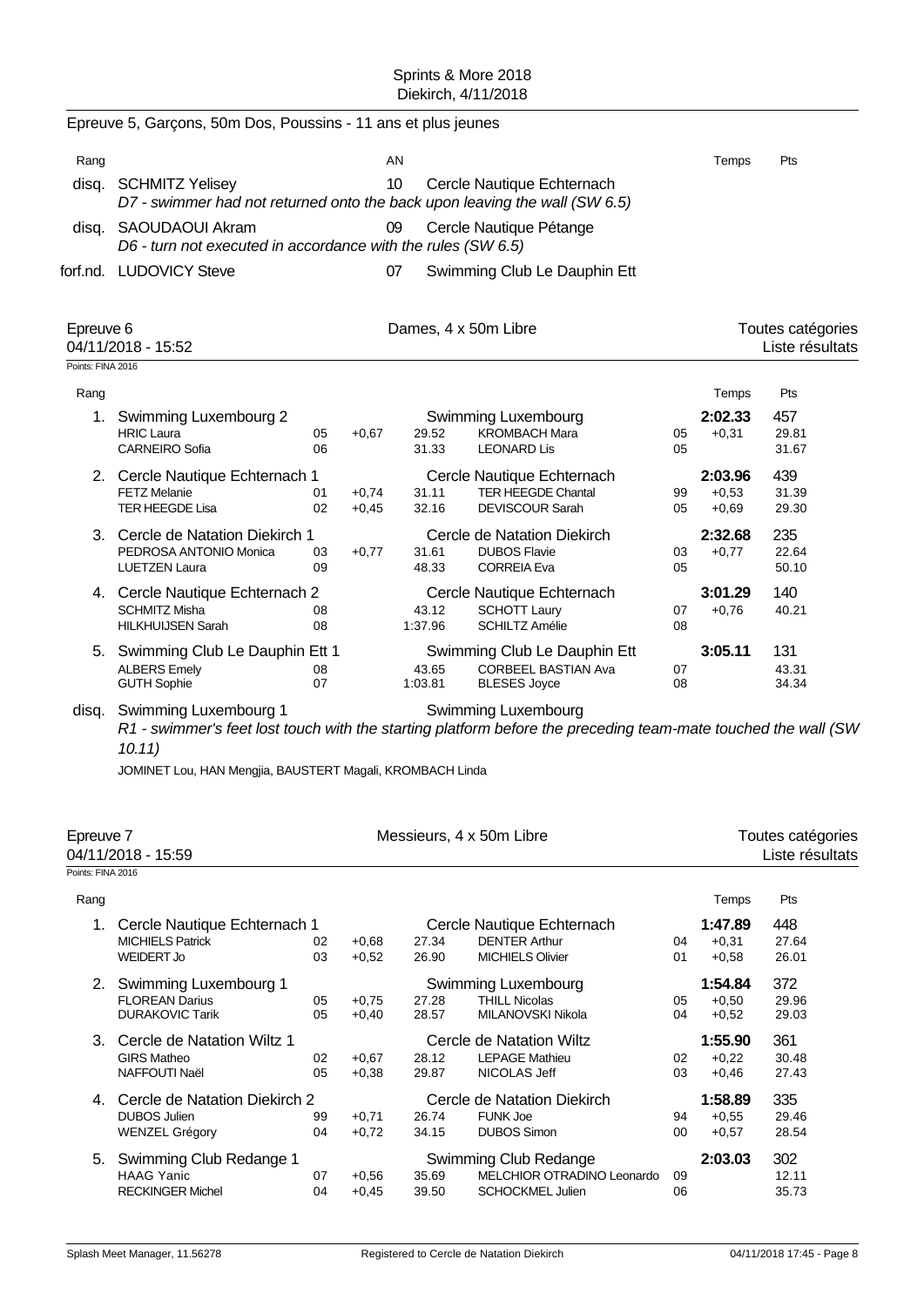## Epreuve 5, Garçons, 50m Dos, Poussins - 11 ans et plus jeunes

| Rang | | AN | | Temps | Pts |
|---|---|---|---|---|---|
| disq. | SCHMITZ Yelisey | 10 | Cercle Nautique Echternach | | |
| | *D7 - swimmer had not returned onto the back upon leaving the wall (SW 6.5)* | | | | |
| disq. | SAOUDAOUI Akram | 09 | Cercle Nautique Pétange | | |
| | *D6 - turn not executed in accordance with the rules (SW 6.5)* | | | | |
| forf.nd. | LUDOVICY Steve | 07 | Swimming Club Le Dauphin Ett | | |

## Epreuve 6 — Dames, 4 x 50m Libre — Toutes catégories

04/11/2018 - 15:52 — Liste résultats

Points: FINA 2016

| Rang | | | | | | | | Temps | Pts |
|---|---|---|---|---|---|---|---|---|---|
| 1. | Swimming Luxembourg 2 | | | | Swimming Luxembourg | | | **2:02.33** | 457 |
| | HRIC Laura | 05 | +0,67 | 29.52 | KROMBACH Mara | 05 | | +0,31 | 29.81 |
| | CARNEIRO Sofia | 06 | | 31.33 | LEONARD Lis | 05 | | | 31.67 |
| 2. | Cercle Nautique Echternach 1 | | | | Cercle Nautique Echternach | | | **2:03.96** | 439 |
| | FETZ Melanie | 01 | +0,74 | 31.11 | TER HEEGDE Chantal | 99 | | +0,53 | 31.39 |
| | TER HEEGDE Lisa | 02 | +0,45 | 32.16 | DEVISCOUR Sarah | 05 | | +0,69 | 29.30 |
| 3. | Cercle de Natation Diekirch 1 | | | | Cercle de Natation Diekirch | | | **2:32.68** | 235 |
| | PEDROSA ANTONIO Monica | 03 | +0,77 | 31.61 | DUBOS Flavie | 03 | | +0,77 | 22.64 |
| | LUETZEN Laura | 09 | | 48.33 | CORREIA Eva | 05 | | | 50.10 |
| 4. | Cercle Nautique Echternach 2 | | | | Cercle Nautique Echternach | | | **3:01.29** | 140 |
| | SCHMITZ Misha | 08 | | 43.12 | SCHOTT Laury | 07 | | +0,76 | 40.21 |
| | HILKHUIJSEN Sarah | 08 | | 1:37.96 | SCHILTZ Amélie | 08 | | | |
| 5. | Swimming Club Le Dauphin Ett 1 | | | | Swimming Club Le Dauphin Ett | | | **3:05.11** | 131 |
| | ALBERS Emely | 08 | | 43.65 | CORBEEL BASTIAN Ava | 07 | | | 43.31 |
| | GUTH Sophie | 07 | | 1:03.81 | BLESES Joyce | 08 | | | 34.34 |
| disq. | Swimming Luxembourg 1 | | | | Swimming Luxembourg | | | | |

*R1 - swimmer's feet lost touch with the starting platform before the preceding team-mate touched the wall (SW 10.11)*

JOMINET Lou, HAN Mengjia, BAUSTERT Magali, KROMBACH Linda

## Epreuve 7 — Messieurs, 4 x 50m Libre — Toutes catégories

04/11/2018 - 15:59 — Liste résultats

Points: FINA 2016

| Rang | | | | | | | | Temps | Pts |
|---|---|---|---|---|---|---|---|---|---|
| 1. | Cercle Nautique Echternach 1 | | | | Cercle Nautique Echternach | | | **1:47.89** | 448 |
| | MICHIELS Patrick | 02 | +0,68 | 27.34 | DENTER Arthur | 04 | | +0,31 | 27.64 |
| | WEIDERT Jo | 03 | +0,52 | 26.90 | MICHIELS Olivier | 01 | | +0,58 | 26.01 |
| 2. | Swimming Luxembourg 1 | | | | Swimming Luxembourg | | | **1:54.84** | 372 |
| | FLOREAN Darius | 05 | +0,75 | 27.28 | THILL Nicolas | 05 | | +0,50 | 29.96 |
| | DURAKOVIC Tarik | 05 | +0,40 | 28.57 | MILANOVSKI Nikola | 04 | | +0,52 | 29.03 |
| 3. | Cercle de Natation Wiltz 1 | | | | Cercle de Natation Wiltz | | | **1:55.90** | 361 |
| | GIRS Matheo | 02 | +0,67 | 28.12 | LEPAGE Mathieu | 02 | | +0,22 | 30.48 |
| | NAFFOUTI Naël | 05 | +0,38 | 29.87 | NICOLAS Jeff | 03 | | +0,46 | 27.43 |
| 4. | Cercle de Natation Diekirch 2 | | | | Cercle de Natation Diekirch | | | **1:58.89** | 335 |
| | DUBOS Julien | 99 | +0,71 | 26.74 | FUNK Joe | 94 | | +0,55 | 29.46 |
| | WENZEL Grégory | 04 | +0,72 | 34.15 | DUBOS Simon | 00 | | +0,57 | 28.54 |
| 5. | Swimming Club Redange 1 | | | | Swimming Club Redange | | | **2:03.03** | 302 |
| | HAAG Yanic | 07 | +0,56 | 35.69 | MELCHIOR OTRADINO Leonardo | 09 | | | 12.11 |
| | RECKINGER Michel | 04 | +0,45 | 39.50 | SCHOCKMEL Julien | 06 | | | 35.73 |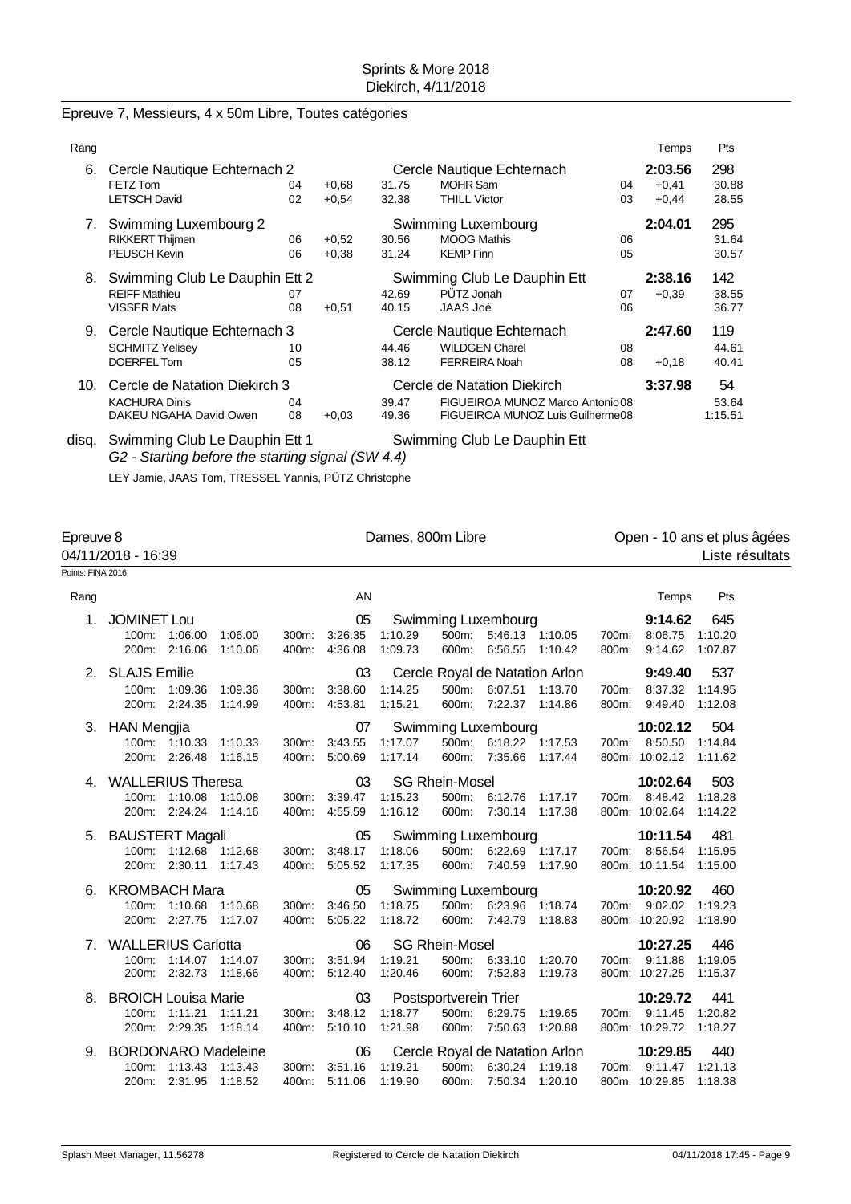## Epreuve 7, Messieurs, 4 x 50m Libre, Toutes catégories

| Rang | Équipe | | | | | | | Temps | Pts |
|---|---|---|---|---|---|---|---|---|---|
| 6. | Cercle Nautique Echternach 2 | | | | Cercle Nautique Echternach | | | 2:03.56 | 298 |
| | FETZ Tom | 04 | +0,68 | 31.75 | MOHR Sam | 04 | | +0,41 | 30.88 |
| | LETSCH David | 02 | +0,54 | 32.38 | THILL Victor | 03 | | +0,44 | 28.55 |
| 7. | Swimming Luxembourg 2 | | | | Swimming Luxembourg | | | 2:04.01 | 295 |
| | RIKKERT Thijmen | 06 | +0,52 | 30.56 | MOOG Mathis | 06 | | | 31.64 |
| | PEUSCH Kevin | 06 | +0,38 | 31.24 | KEMP Finn | 05 | | | 30.57 |
| 8. | Swimming Club Le Dauphin Ett 2 | | | | Swimming Club Le Dauphin Ett | | | 2:38.16 | 142 |
| | REIFF Mathieu | 07 | | 42.69 | PÜTZ Jonah | 07 | | +0,39 | 38.55 |
| | VISSER Mats | 08 | +0,51 | 40.15 | JAAS Joé | 06 | | | 36.77 |
| 9. | Cercle Nautique Echternach 3 | | | | Cercle Nautique Echternach | | | 2:47.60 | 119 |
| | SCHMITZ Yelisey | 10 | | 44.46 | WILDGEN Charel | 08 | | | 44.61 |
| | DOERFEL Tom | 05 | | 38.12 | FERREIRA Noah | 08 | | +0,18 | 40.41 |
| 10. | Cercle de Natation Diekirch 3 | | | | Cercle de Natation Diekirch | | | 3:37.98 | 54 |
| | KACHURA Dinis | 04 | | 39.47 | FIGUEIROA MUNOZ Marco Antonio | 08 | | | 53.64 |
| | DAKEU NGAHA David Owen | 08 | +0,03 | 49.36 | FIGUEIROA MUNOZ Luis Guilherme | 08 | | | 1:15.51 |

disq. Swimming Club Le Dauphin Ett 1 — Swimming Club Le Dauphin Ett
*G2 - Starting before the starting signal (SW 4.4)*
LEY Jamie, JAAS Tom, TRESSEL Yannis, PÜTZ Christophe

## Epreuve 8 — Dames, 800m Libre — Open - 10 ans et plus âgées

04/11/2018 - 16:39 — Liste résultats

Points: FINA 2016

| Rang | Nom | AN | Club | Temps | Pts |
|---|---|---|---|---|---|
| 1. | JOMINET Lou | 05 | Swimming Luxembourg | 9:14.62 | 645 |
| | 100m: 1:06.00 1:06.00 / 200m: 2:16.06 1:10.06 | | 300m: 3:26.35 1:10.29 / 400m: 4:36.08 1:09.73 / 500m: 5:46.13 1:10.05 / 600m: 6:56.55 1:10.42 | 700m: 8:06.75 1:10.20 / 800m: 9:14.62 1:07.87 | |
| 2. | SLAJS Emilie | 03 | Cercle Royal de Natation Arlon | 9:49.40 | 537 |
| | 100m: 1:09.36 1:09.36 / 200m: 2:24.35 1:14.99 | | 300m: 3:38.60 1:14.25 / 400m: 4:53.81 1:15.21 / 500m: 6:07.51 1:13.70 / 600m: 7:22.37 1:14.86 | 700m: 8:37.32 1:14.95 / 800m: 9:49.40 1:12.08 | |
| 3. | HAN Mengjia | 07 | Swimming Luxembourg | 10:02.12 | 504 |
| | 100m: 1:10.33 1:10.33 / 200m: 2:26.48 1:16.15 | | 300m: 3:43.55 1:17.07 / 400m: 5:00.69 1:17.14 / 500m: 6:18.22 1:17.53 / 600m: 7:35.66 1:17.44 | 700m: 8:50.50 1:14.84 / 800m: 10:02.12 1:11.62 | |
| 4. | WALLERIUS Theresa | 03 | SG Rhein-Mosel | 10:02.64 | 503 |
| | 100m: 1:10.08 1:10.08 / 200m: 2:24.24 1:14.16 | | 300m: 3:39.47 1:15.23 / 400m: 4:55.59 1:16.12 / 500m: 6:12.76 1:17.17 / 600m: 7:30.14 1:17.38 | 700m: 8:48.42 1:18.28 / 800m: 10:02.64 1:14.22 | |
| 5. | BAUSTERT Magali | 05 | Swimming Luxembourg | 10:11.54 | 481 |
| | 100m: 1:12.68 1:12.68 / 200m: 2:30.11 1:17.43 | | 300m: 3:48.17 1:18.06 / 400m: 5:05.52 1:17.35 / 500m: 6:22.69 1:17.17 / 600m: 7:40.59 1:17.90 | 700m: 8:56.54 1:15.95 / 800m: 10:11.54 1:15.00 | |
| 6. | KROMBACH Mara | 05 | Swimming Luxembourg | 10:20.92 | 460 |
| | 100m: 1:10.68 1:10.68 / 200m: 2:27.75 1:17.07 | | 300m: 3:46.50 1:18.75 / 400m: 5:05.22 1:18.72 / 500m: 6:23.96 1:18.74 / 600m: 7:42.79 1:18.83 | 700m: 9:02.02 1:19.23 / 800m: 10:20.92 1:18.90 | |
| 7. | WALLERIUS Carlotta | 06 | SG Rhein-Mosel | 10:27.25 | 446 |
| | 100m: 1:14.07 1:14.07 / 200m: 2:32.73 1:18.66 | | 300m: 3:51.94 1:19.21 / 400m: 5:12.40 1:20.46 / 500m: 6:33.10 1:20.70 / 600m: 7:52.83 1:19.73 | 700m: 9:11.88 1:19.05 / 800m: 10:27.25 1:15.37 | |
| 8. | BROICH Louisa Marie | 03 | Postsportverein Trier | 10:29.72 | 441 |
| | 100m: 1:11.21 1:11.21 / 200m: 2:29.35 1:18.14 | | 300m: 3:48.12 1:18.77 / 400m: 5:10.10 1:21.98 / 500m: 6:29.75 1:19.65 / 600m: 7:50.63 1:20.88 | 700m: 9:11.45 1:20.82 / 800m: 10:29.72 1:18.27 | |
| 9. | BORDONARO Madeleine | 06 | Cercle Royal de Natation Arlon | 10:29.85 | 440 |
| | 100m: 1:13.43 1:13.43 / 200m: 2:31.95 1:18.52 | | 300m: 3:51.16 1:19.21 / 400m: 5:11.06 1:19.90 / 500m: 6:30.24 1:19.18 / 600m: 7:50.34 1:20.10 | 700m: 9:11.47 1:21.13 / 800m: 10:29.85 1:18.38 | |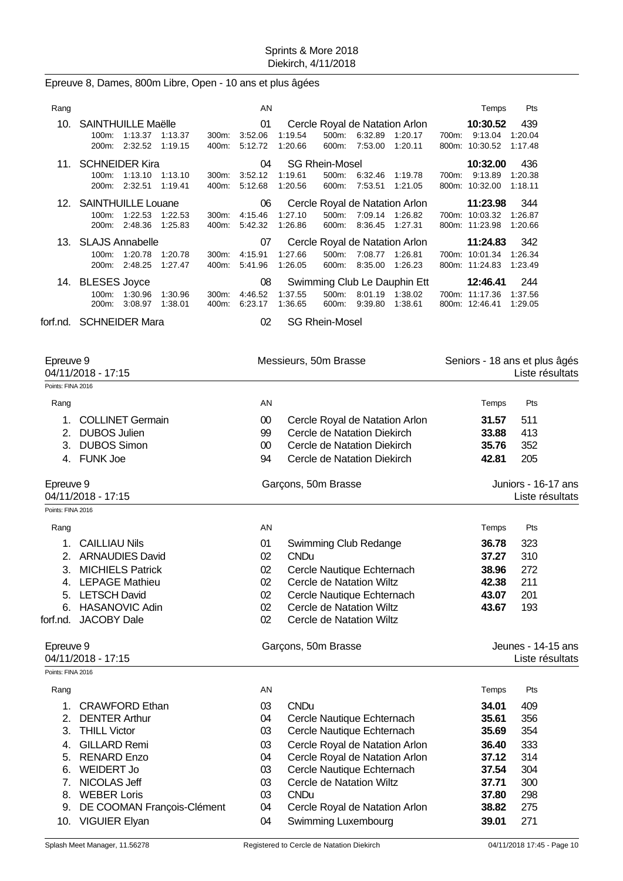## Epreuve 8, Dames, 800m Libre, Open - 10 ans et plus âgées

| Rang | | AN | | Temps | Pts |
|---|---|---|---|---|---|
| 10. | SAINTHUILLE Maëlle | 01 | Cercle Royal de Natation Arlon | **10:30.52** | 439 |
| | 100m: 1:13.37 1:13.37 / 200m: 2:32.52 1:19.15 / 300m: 3:52.06 1:19.54 / 400m: 5:12.72 1:20.66 / 500m: 6:32.89 1:20.17 / 600m: 7:53.00 1:20.11 / 700m: 9:13.04 1:20.04 / 800m: 10:30.52 1:17.48 | | | | |
| 11. | SCHNEIDER Kira | 04 | SG Rhein-Mosel | **10:32.00** | 436 |
| | 100m: 1:13.10 1:13.10 / 200m: 2:32.51 1:19.41 / 300m: 3:52.12 1:19.61 / 400m: 5:12.68 1:20.56 / 500m: 6:32.46 1:19.78 / 600m: 7:53.51 1:21.05 / 700m: 9:13.89 1:20.38 / 800m: 10:32.00 1:18.11 | | | | |
| 12. | SAINTHUILLE Louane | 06 | Cercle Royal de Natation Arlon | **11:23.98** | 344 |
| | 100m: 1:22.53 1:22.53 / 200m: 2:48.36 1:25.83 / 300m: 4:15.46 1:27.10 / 400m: 5:42.32 1:26.86 / 500m: 7:09.14 1:26.82 / 600m: 8:36.45 1:27.31 / 700m: 10:03.32 1:26.87 / 800m: 11:23.98 1:20.66 | | | | |
| 13. | SLAJS Annabelle | 07 | Cercle Royal de Natation Arlon | **11:24.83** | 342 |
| | 100m: 1:20.78 1:20.78 / 200m: 2:48.25 1:27.47 / 300m: 4:15.91 1:27.66 / 400m: 5:41.96 1:26.05 / 500m: 7:08.77 1:26.81 / 600m: 8:35.00 1:26.23 / 700m: 10:01.34 1:26.34 / 800m: 11:24.83 1:23.49 | | | | |
| 14. | BLESES Joyce | 08 | Swimming Club Le Dauphin Ett | **12:46.41** | 244 |
| | 100m: 1:30.96 1:30.96 / 200m: 3:08.97 1:38.01 / 300m: 4:46.52 1:37.55 / 400m: 6:23.17 1:36.65 / 500m: 8:01.19 1:38.02 / 600m: 9:39.80 1:38.61 / 700m: 11:17.36 1:37.56 / 800m: 12:46.41 1:29.05 | | | | |
| forf.nd. | SCHNEIDER Mara | 02 | SG Rhein-Mosel | | |

## Epreuve 9 — Messieurs, 50m Brasse — Seniors - 18 ans et plus âgés

04/11/2018 - 17:15 — Liste résultats

Points: FINA 2016

| Rang | | AN | | Temps | Pts |
|---|---|---|---|---|---|
| 1. | COLLINET Germain | 00 | Cercle Royal de Natation Arlon | **31.57** | 511 |
| 2. | DUBOS Julien | 99 | Cercle de Natation Diekirch | **33.88** | 413 |
| 3. | DUBOS Simon | 00 | Cercle de Natation Diekirch | **35.76** | 352 |
| 4. | FUNK Joe | 94 | Cercle de Natation Diekirch | **42.81** | 205 |

## Epreuve 9 — Garçons, 50m Brasse — Juniors - 16-17 ans

04/11/2018 - 17:15 — Liste résultats

Points: FINA 2016

| Rang | | AN | | Temps | Pts |
|---|---|---|---|---|---|
| 1. | CAILLIAU Nils | 01 | Swimming Club Redange | **36.78** | 323 |
| 2. | ARNAUDIES David | 02 | CNDu | **37.27** | 310 |
| 3. | MICHIELS Patrick | 02 | Cercle Nautique Echternach | **38.96** | 272 |
| 4. | LEPAGE Mathieu | 02 | Cercle de Natation Wiltz | **42.38** | 211 |
| 5. | LETSCH David | 02 | Cercle Nautique Echternach | **43.07** | 201 |
| 6. | HASANOVIC Adin | 02 | Cercle de Natation Wiltz | **43.67** | 193 |
| forf.nd. | JACOBY Dale | 02 | Cercle de Natation Wiltz | | |

## Epreuve 9 — Garçons, 50m Brasse — Jeunes - 14-15 ans

04/11/2018 - 17:15 — Liste résultats

Points: FINA 2016

| Rang | | AN | | Temps | Pts |
|---|---|---|---|---|---|
| 1. | CRAWFORD Ethan | 03 | CNDu | **34.01** | 409 |
| 2. | DENTER Arthur | 04 | Cercle Nautique Echternach | **35.61** | 356 |
| 3. | THILL Victor | 03 | Cercle Nautique Echternach | **35.69** | 354 |
| 4. | GILLARD Remi | 03 | Cercle Royal de Natation Arlon | **36.40** | 333 |
| 5. | RENARD Enzo | 04 | Cercle Royal de Natation Arlon | **37.12** | 314 |
| 6. | WEIDERT Jo | 03 | Cercle Nautique Echternach | **37.54** | 304 |
| 7. | NICOLAS Jeff | 03 | Cercle de Natation Wiltz | **37.71** | 300 |
| 8. | WEBER Loris | 03 | CNDu | **37.80** | 298 |
| 9. | DE COOMAN François-Clément | 04 | Cercle Royal de Natation Arlon | **38.82** | 275 |
| 10. | VIGUIER Elyan | 04 | Swimming Luxembourg | **39.01** | 271 |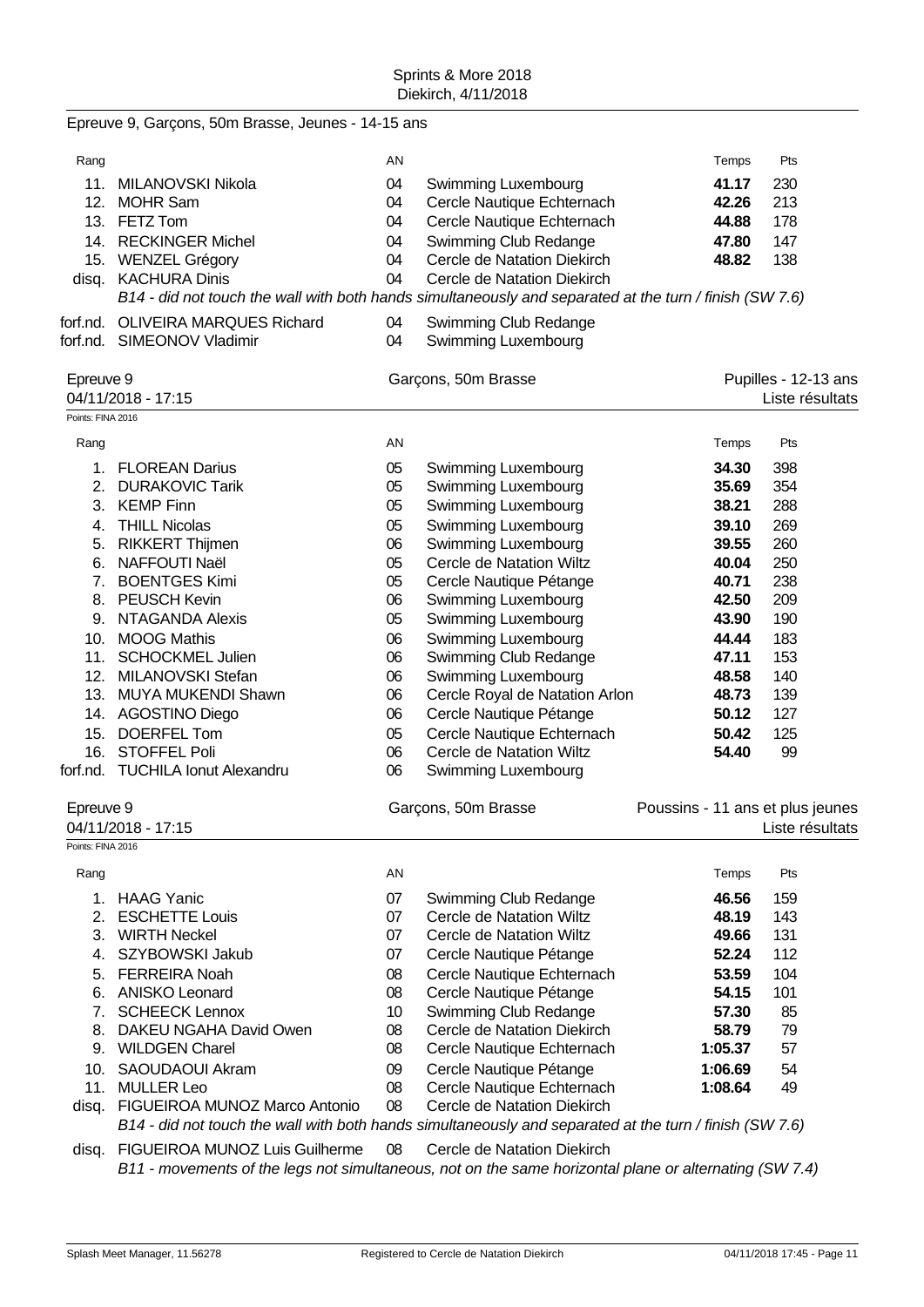Epreuve 9, Garçons, 50m Brasse, Jeunes - 14-15 ans

| Rang | | AN | | Temps | Pts |
|---|---|---|---|---|---|
| 11. | MILANOVSKI Nikola | 04 | Swimming Luxembourg | **41.17** | 230 |
| 12. | MOHR Sam | 04 | Cercle Nautique Echternach | **42.26** | 213 |
| 13. | FETZ Tom | 04 | Cercle Nautique Echternach | **44.88** | 178 |
| 14. | RECKINGER Michel | 04 | Swimming Club Redange | **47.80** | 147 |
| 15. | WENZEL Grégory | 04 | Cercle de Natation Diekirch | **48.82** | 138 |
| disq. | KACHURA Dinis | 04 | Cercle de Natation Diekirch | | |
| | *B14 - did not touch the wall with both hands simultaneously and separated at the turn / finish (SW 7.6)* | | | | |
| forf.nd. | OLIVEIRA MARQUES Richard | 04 | Swimming Club Redange | | |
| forf.nd. | SIMEONOV Vladimir | 04 | Swimming Luxembourg | | |

## Epreuve 9 — Garçons, 50m Brasse — Pupilles - 12-13 ans

04/11/2018 - 17:15 — Liste résultats

Points: FINA 2016

| Rang | | AN | | Temps | Pts |
|---|---|---|---|---|---|
| 1. | FLOREAN Darius | 05 | Swimming Luxembourg | **34.30** | 398 |
| 2. | DURAKOVIC Tarik | 05 | Swimming Luxembourg | **35.69** | 354 |
| 3. | KEMP Finn | 05 | Swimming Luxembourg | **38.21** | 288 |
| 4. | THILL Nicolas | 05 | Swimming Luxembourg | **39.10** | 269 |
| 5. | RIKKERT Thijmen | 06 | Swimming Luxembourg | **39.55** | 260 |
| 6. | NAFFOUTI Naël | 05 | Cercle de Natation Wiltz | **40.04** | 250 |
| 7. | BOENTGES Kimi | 05 | Cercle Nautique Pétange | **40.71** | 238 |
| 8. | PEUSCH Kevin | 06 | Swimming Luxembourg | **42.50** | 209 |
| 9. | NTAGANDA Alexis | 05 | Swimming Luxembourg | **43.90** | 190 |
| 10. | MOOG Mathis | 06 | Swimming Luxembourg | **44.44** | 183 |
| 11. | SCHOCKMEL Julien | 06 | Swimming Club Redange | **47.11** | 153 |
| 12. | MILANOVSKI Stefan | 06 | Swimming Luxembourg | **48.58** | 140 |
| 13. | MUYA MUKENDI Shawn | 06 | Cercle Royal de Natation Arlon | **48.73** | 139 |
| 14. | AGOSTINO Diego | 06 | Cercle Nautique Pétange | **50.12** | 127 |
| 15. | DOERFEL Tom | 05 | Cercle Nautique Echternach | **50.42** | 125 |
| 16. | STOFFEL Poli | 06 | Cercle de Natation Wiltz | **54.40** | 99 |
| forf.nd. | TUCHILA Ionut Alexandru | 06 | Swimming Luxembourg | | |

## Epreuve 9 — Garçons, 50m Brasse — Poussins - 11 ans et plus jeunes

04/11/2018 - 17:15 — Liste résultats

Points: FINA 2016

| Rang | | AN | | Temps | Pts |
|---|---|---|---|---|---|
| 1. | HAAG Yanic | 07 | Swimming Club Redange | **46.56** | 159 |
| 2. | ESCHETTE Louis | 07 | Cercle de Natation Wiltz | **48.19** | 143 |
| 3. | WIRTH Neckel | 07 | Cercle de Natation Wiltz | **49.66** | 131 |
| 4. | SZYBOWSKI Jakub | 07 | Cercle Nautique Pétange | **52.24** | 112 |
| 5. | FERREIRA Noah | 08 | Cercle Nautique Echternach | **53.59** | 104 |
| 6. | ANISKO Leonard | 08 | Cercle Nautique Pétange | **54.15** | 101 |
| 7. | SCHEECK Lennox | 10 | Swimming Club Redange | **57.30** | 85 |
| 8. | DAKEU NGAHA David Owen | 08 | Cercle de Natation Diekirch | **58.79** | 79 |
| 9. | WILDGEN Charel | 08 | Cercle Nautique Echternach | **1:05.37** | 57 |
| 10. | SAOUDAOUI Akram | 09 | Cercle Nautique Pétange | **1:06.69** | 54 |
| 11. | MULLER Leo | 08 | Cercle Nautique Echternach | **1:08.64** | 49 |
| disq. | FIGUEIROA MUNOZ Marco Antonio | 08 | Cercle de Natation Diekirch | | |
| | *B14 - did not touch the wall with both hands simultaneously and separated at the turn / finish (SW 7.6)* | | | | |
| disq. | FIGUEIROA MUNOZ Luis Guilherme | 08 | Cercle de Natation Diekirch | | |
| | *B11 - movements of the legs not simultaneous, not on the same horizontal plane or alternating (SW 7.4)* | | | | |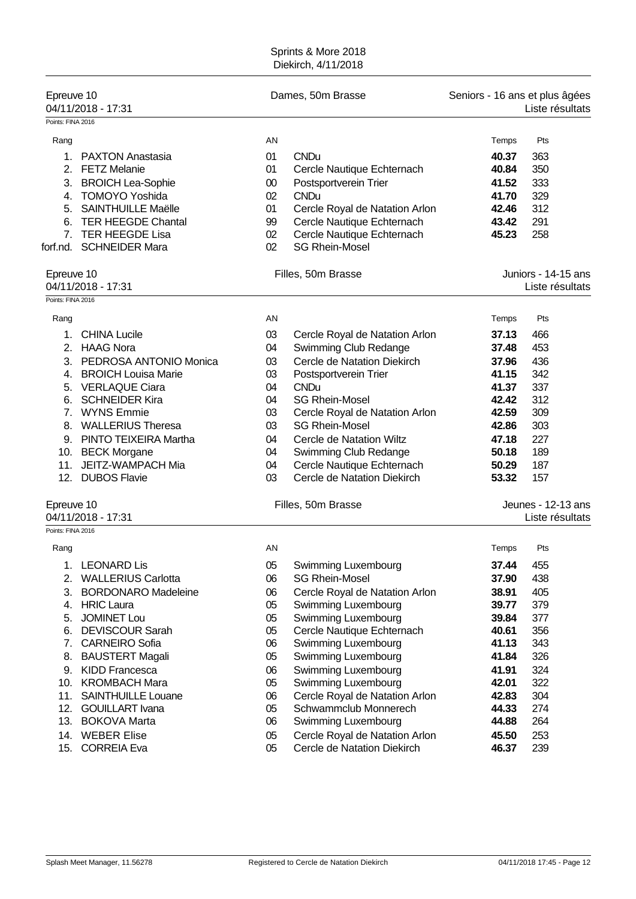Sprints & More 2018
Diekirch, 4/11/2018

## Epreuve 10 — Dames, 50m Brasse — Seniors - 16 ans et plus âgées

04/11/2018 - 17:31 — Liste résultats

Points: FINA 2016

| Rang | | AN | | Temps | Pts |
|---|---|---|---|---|---|
| 1. | PAXTON Anastasia | 01 | CNDu | **40.37** | 363 |
| 2. | FETZ Melanie | 01 | Cercle Nautique Echternach | **40.84** | 350 |
| 3. | BROICH Lea-Sophie | 00 | Postsportverein Trier | **41.52** | 333 |
| 4. | TOMOYO Yoshida | 02 | CNDu | **41.70** | 329 |
| 5. | SAINTHUILLE Maëlle | 01 | Cercle Royal de Natation Arlon | **42.46** | 312 |
| 6. | TER HEEGDE Chantal | 99 | Cercle Nautique Echternach | **43.42** | 291 |
| 7. | TER HEEGDE Lisa | 02 | Cercle Nautique Echternach | **45.23** | 258 |
| forf.nd. | SCHNEIDER Mara | 02 | SG Rhein-Mosel | | |

## Epreuve 10 — Filles, 50m Brasse — Juniors - 14-15 ans

04/11/2018 - 17:31 — Liste résultats

Points: FINA 2016

| Rang | | AN | | Temps | Pts |
|---|---|---|---|---|---|
| 1. | CHINA Lucile | 03 | Cercle Royal de Natation Arlon | **37.13** | 466 |
| 2. | HAAG Nora | 04 | Swimming Club Redange | **37.48** | 453 |
| 3. | PEDROSA ANTONIO Monica | 03 | Cercle de Natation Diekirch | **37.96** | 436 |
| 4. | BROICH Louisa Marie | 03 | Postsportverein Trier | **41.15** | 342 |
| 5. | VERLAQUE Ciara | 04 | CNDu | **41.37** | 337 |
| 6. | SCHNEIDER Kira | 04 | SG Rhein-Mosel | **42.42** | 312 |
| 7. | WYNS Emmie | 03 | Cercle Royal de Natation Arlon | **42.59** | 309 |
| 8. | WALLERIUS Theresa | 03 | SG Rhein-Mosel | **42.86** | 303 |
| 9. | PINTO TEIXEIRA Martha | 04 | Cercle de Natation Wiltz | **47.18** | 227 |
| 10. | BECK Morgane | 04 | Swimming Club Redange | **50.18** | 189 |
| 11. | JEITZ-WAMPACH Mia | 04 | Cercle Nautique Echternach | **50.29** | 187 |
| 12. | DUBOS Flavie | 03 | Cercle de Natation Diekirch | **53.32** | 157 |

## Epreuve 10 — Filles, 50m Brasse — Jeunes - 12-13 ans

04/11/2018 - 17:31 — Liste résultats

Points: FINA 2016

| Rang | | AN | | Temps | Pts |
|---|---|---|---|---|---|
| 1. | LEONARD Lis | 05 | Swimming Luxembourg | **37.44** | 455 |
| 2. | WALLERIUS Carlotta | 06 | SG Rhein-Mosel | **37.90** | 438 |
| 3. | BORDONARO Madeleine | 06 | Cercle Royal de Natation Arlon | **38.91** | 405 |
| 4. | HRIC Laura | 05 | Swimming Luxembourg | **39.77** | 379 |
| 5. | JOMINET Lou | 05 | Swimming Luxembourg | **39.84** | 377 |
| 6. | DEVISCOUR Sarah | 05 | Cercle Nautique Echternach | **40.61** | 356 |
| 7. | CARNEIRO Sofia | 06 | Swimming Luxembourg | **41.13** | 343 |
| 8. | BAUSTERT Magali | 05 | Swimming Luxembourg | **41.84** | 326 |
| 9. | KIDD Francesca | 06 | Swimming Luxembourg | **41.91** | 324 |
| 10. | KROMBACH Mara | 05 | Swimming Luxembourg | **42.01** | 322 |
| 11. | SAINTHUILLE Louane | 06 | Cercle Royal de Natation Arlon | **42.83** | 304 |
| 12. | GOUILLART Ivana | 05 | Schwammclub Monnerech | **44.33** | 274 |
| 13. | BOKOVA Marta | 06 | Swimming Luxembourg | **44.88** | 264 |
| 14. | WEBER Elise | 05 | Cercle Royal de Natation Arlon | **45.50** | 253 |
| 15. | CORREIA Eva | 05 | Cercle de Natation Diekirch | **46.37** | 239 |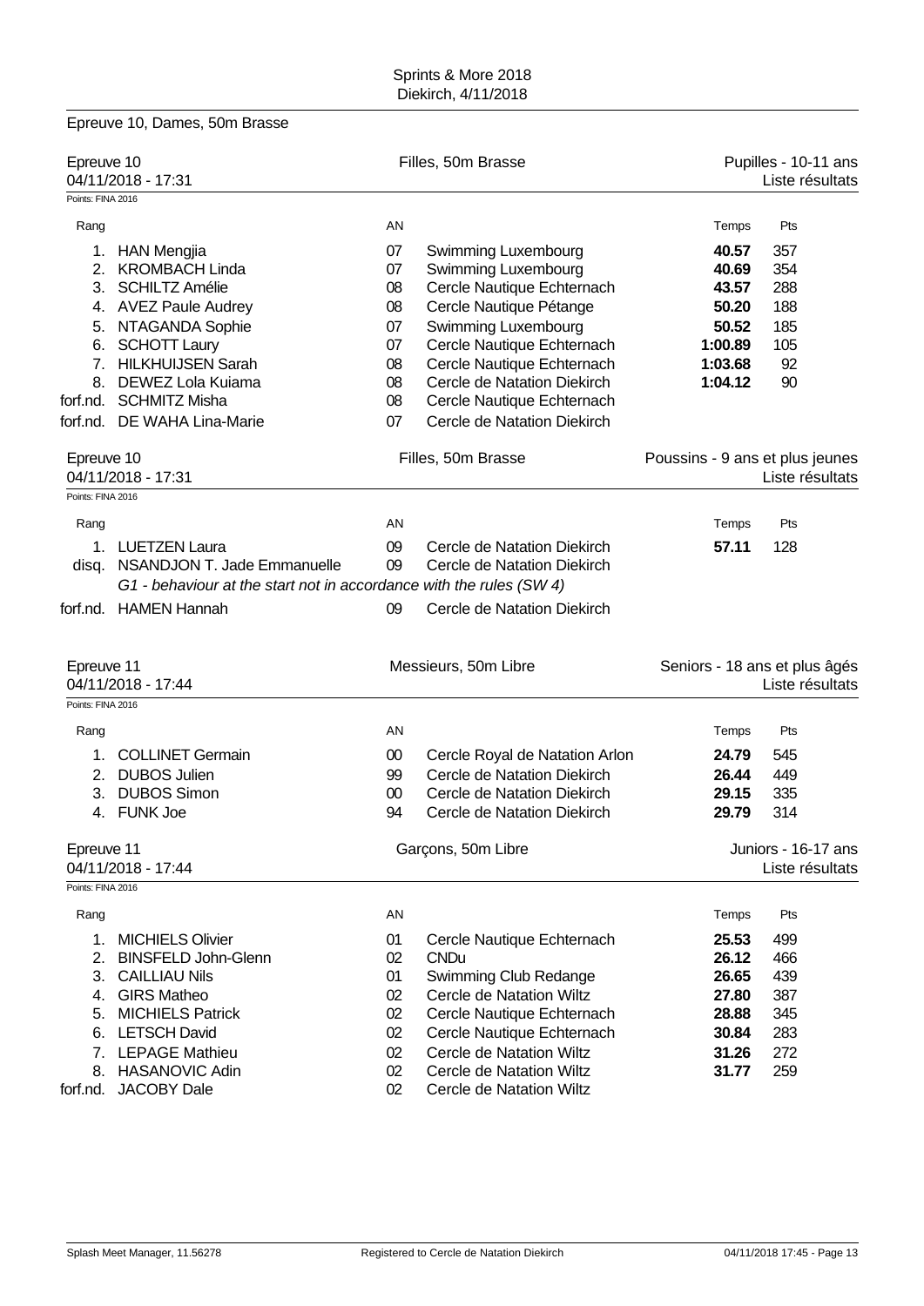## Epreuve 10, Dames, 50m Brasse

**Epreuve 10** — Filles, 50m Brasse — Pupilles - 10-11 ans
04/11/2018 - 17:31 — Liste résultats
Points: FINA 2016

| Rang | | AN | | Temps | Pts |
|---|---|---|---|---|---|
| 1. | HAN Mengjia | 07 | Swimming Luxembourg | **40.57** | 357 |
| 2. | KROMBACH Linda | 07 | Swimming Luxembourg | **40.69** | 354 |
| 3. | SCHILTZ Amélie | 08 | Cercle Nautique Echternach | **43.57** | 288 |
| 4. | AVEZ Paule Audrey | 08 | Cercle Nautique Pétange | **50.20** | 188 |
| 5. | NTAGANDA Sophie | 07 | Swimming Luxembourg | **50.52** | 185 |
| 6. | SCHOTT Laury | 07 | Cercle Nautique Echternach | **1:00.89** | 105 |
| 7. | HILKHUIJSEN Sarah | 08 | Cercle Nautique Echternach | **1:03.68** | 92 |
| 8. | DEWEZ Lola Kuiama | 08 | Cercle de Natation Diekirch | **1:04.12** | 90 |
| forf.nd. | SCHMITZ Misha | 08 | Cercle Nautique Echternach | | |
| forf.nd. | DE WAHA Lina-Marie | 07 | Cercle de Natation Diekirch | | |

**Epreuve 10** — Filles, 50m Brasse — Poussins - 9 ans et plus jeunes
04/11/2018 - 17:31 — Liste résultats
Points: FINA 2016

| Rang | | AN | | Temps | Pts |
|---|---|---|---|---|---|
| 1. | LUETZEN Laura | 09 | Cercle de Natation Diekirch | **57.11** | 128 |
| disq. | NSANDJON T. Jade Emmanuelle | 09 | Cercle de Natation Diekirch | | |
| | *G1 - behaviour at the start not in accordance with the rules (SW 4)* | | | | |
| forf.nd. | HAMEN Hannah | 09 | Cercle de Natation Diekirch | | |

**Epreuve 11** — Messieurs, 50m Libre — Seniors - 18 ans et plus âgés
04/11/2018 - 17:44 — Liste résultats
Points: FINA 2016

| Rang | | AN | | Temps | Pts |
|---|---|---|---|---|---|
| 1. | COLLINET Germain | 00 | Cercle Royal de Natation Arlon | **24.79** | 545 |
| 2. | DUBOS Julien | 99 | Cercle de Natation Diekirch | **26.44** | 449 |
| 3. | DUBOS Simon | 00 | Cercle de Natation Diekirch | **29.15** | 335 |
| 4. | FUNK Joe | 94 | Cercle de Natation Diekirch | **29.79** | 314 |

**Epreuve 11** — Garçons, 50m Libre — Juniors - 16-17 ans
04/11/2018 - 17:44 — Liste résultats
Points: FINA 2016

| Rang | | AN | | Temps | Pts |
|---|---|---|---|---|---|
| 1. | MICHIELS Olivier | 01 | Cercle Nautique Echternach | **25.53** | 499 |
| 2. | BINSFELD John-Glenn | 02 | CNDu | **26.12** | 466 |
| 3. | CAILLIAU Nils | 01 | Swimming Club Redange | **26.65** | 439 |
| 4. | GIRS Matheo | 02 | Cercle de Natation Wiltz | **27.80** | 387 |
| 5. | MICHIELS Patrick | 02 | Cercle Nautique Echternach | **28.88** | 345 |
| 6. | LETSCH David | 02 | Cercle Nautique Echternach | **30.84** | 283 |
| 7. | LEPAGE Mathieu | 02 | Cercle de Natation Wiltz | **31.26** | 272 |
| 8. | HASANOVIC Adin | 02 | Cercle de Natation Wiltz | **31.77** | 259 |
| forf.nd. | JACOBY Dale | 02 | Cercle de Natation Wiltz | | |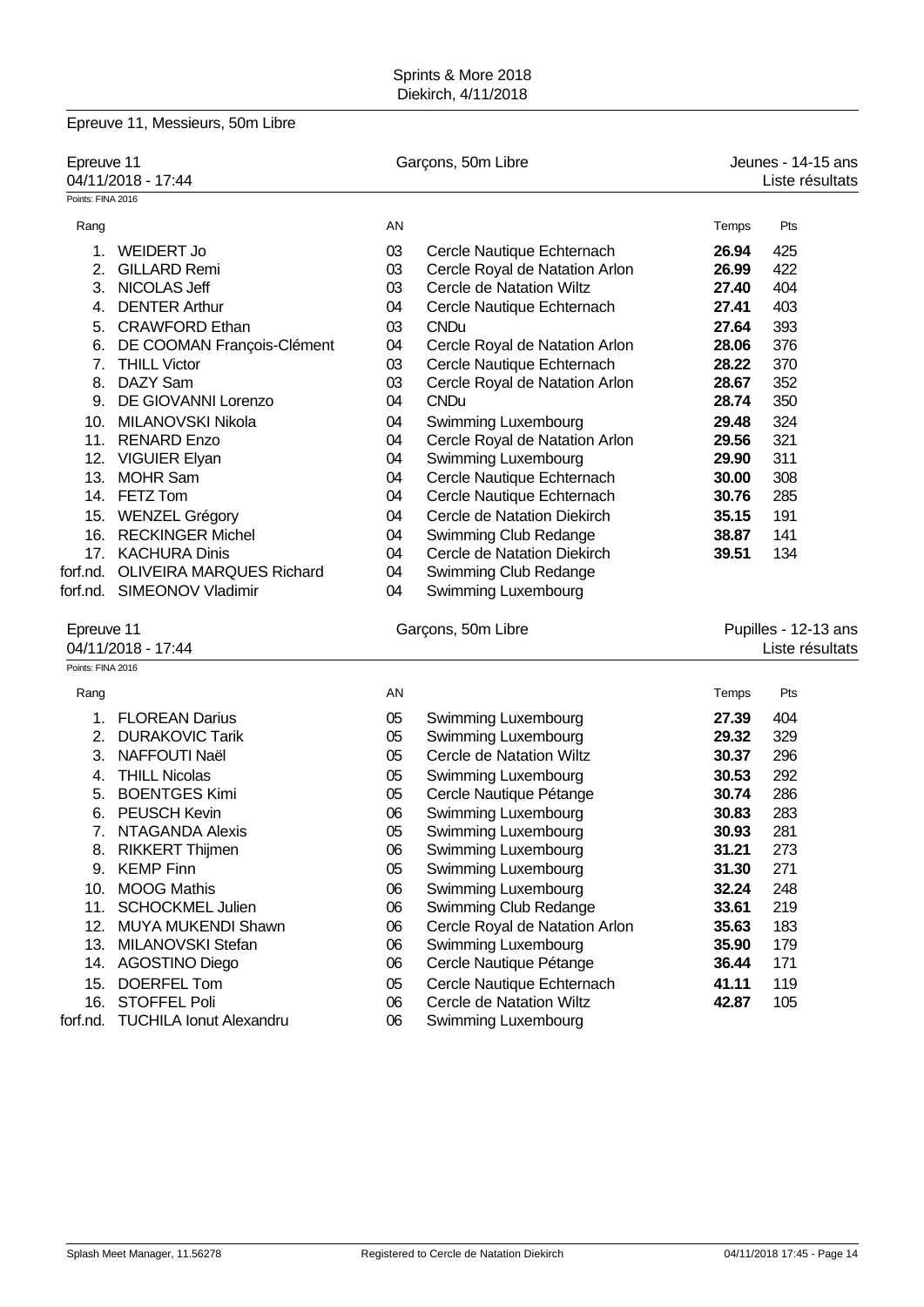Sprints & More 2018
Diekirch, 4/11/2018

## Epreuve 11, Messieurs, 50m Libre

| Epreuve 11 | Garçons, 50m Libre | Jeunes - 14-15 ans |
|---|---|---|
| 04/11/2018 - 17:44 | | Liste résultats |

Points: FINA 2016

| Rang | | AN | | Temps | Pts |
|---|---|---|---|---|---|
| 1. | WEIDERT Jo | 03 | Cercle Nautique Echternach | **26.94** | 425 |
| 2. | GILLARD Remi | 03 | Cercle Royal de Natation Arlon | **26.99** | 422 |
| 3. | NICOLAS Jeff | 03 | Cercle de Natation Wiltz | **27.40** | 404 |
| 4. | DENTER Arthur | 04 | Cercle Nautique Echternach | **27.41** | 403 |
| 5. | CRAWFORD Ethan | 03 | CNDu | **27.64** | 393 |
| 6. | DE COOMAN François-Clément | 04 | Cercle Royal de Natation Arlon | **28.06** | 376 |
| 7. | THILL Victor | 03 | Cercle Nautique Echternach | **28.22** | 370 |
| 8. | DAZY Sam | 03 | Cercle Royal de Natation Arlon | **28.67** | 352 |
| 9. | DE GIOVANNI Lorenzo | 04 | CNDu | **28.74** | 350 |
| 10. | MILANOVSKI Nikola | 04 | Swimming Luxembourg | **29.48** | 324 |
| 11. | RENARD Enzo | 04 | Cercle Royal de Natation Arlon | **29.56** | 321 |
| 12. | VIGUIER Elyan | 04 | Swimming Luxembourg | **29.90** | 311 |
| 13. | MOHR Sam | 04 | Cercle Nautique Echternach | **30.00** | 308 |
| 14. | FETZ Tom | 04 | Cercle Nautique Echternach | **30.76** | 285 |
| 15. | WENZEL Grégory | 04 | Cercle de Natation Diekirch | **35.15** | 191 |
| 16. | RECKINGER Michel | 04 | Swimming Club Redange | **38.87** | 141 |
| 17. | KACHURA Dinis | 04 | Cercle de Natation Diekirch | **39.51** | 134 |
| forf.nd. | OLIVEIRA MARQUES Richard | 04 | Swimming Club Redange | | |
| forf.nd. | SIMEONOV Vladimir | 04 | Swimming Luxembourg | | |

| Epreuve 11 | Garçons, 50m Libre | Pupilles - 12-13 ans |
|---|---|---|
| 04/11/2018 - 17:44 | | Liste résultats |

Points: FINA 2016

| Rang | | AN | | Temps | Pts |
|---|---|---|---|---|---|
| 1. | FLOREAN Darius | 05 | Swimming Luxembourg | **27.39** | 404 |
| 2. | DURAKOVIC Tarik | 05 | Swimming Luxembourg | **29.32** | 329 |
| 3. | NAFFOUTI Naël | 05 | Cercle de Natation Wiltz | **30.37** | 296 |
| 4. | THILL Nicolas | 05 | Swimming Luxembourg | **30.53** | 292 |
| 5. | BOENTGES Kimi | 05 | Cercle Nautique Pétange | **30.74** | 286 |
| 6. | PEUSCH Kevin | 06 | Swimming Luxembourg | **30.83** | 283 |
| 7. | NTAGANDA Alexis | 05 | Swimming Luxembourg | **30.93** | 281 |
| 8. | RIKKERT Thijmen | 06 | Swimming Luxembourg | **31.21** | 273 |
| 9. | KEMP Finn | 05 | Swimming Luxembourg | **31.30** | 271 |
| 10. | MOOG Mathis | 06 | Swimming Luxembourg | **32.24** | 248 |
| 11. | SCHOCKMEL Julien | 06 | Swimming Club Redange | **33.61** | 219 |
| 12. | MUYA MUKENDI Shawn | 06 | Cercle Royal de Natation Arlon | **35.63** | 183 |
| 13. | MILANOVSKI Stefan | 06 | Swimming Luxembourg | **35.90** | 179 |
| 14. | AGOSTINO Diego | 06 | Cercle Nautique Pétange | **36.44** | 171 |
| 15. | DOERFEL Tom | 05 | Cercle Nautique Echternach | **41.11** | 119 |
| 16. | STOFFEL Poli | 06 | Cercle de Natation Wiltz | **42.87** | 105 |
| forf.nd. | TUCHILA Ionut Alexandru | 06 | Swimming Luxembourg | | |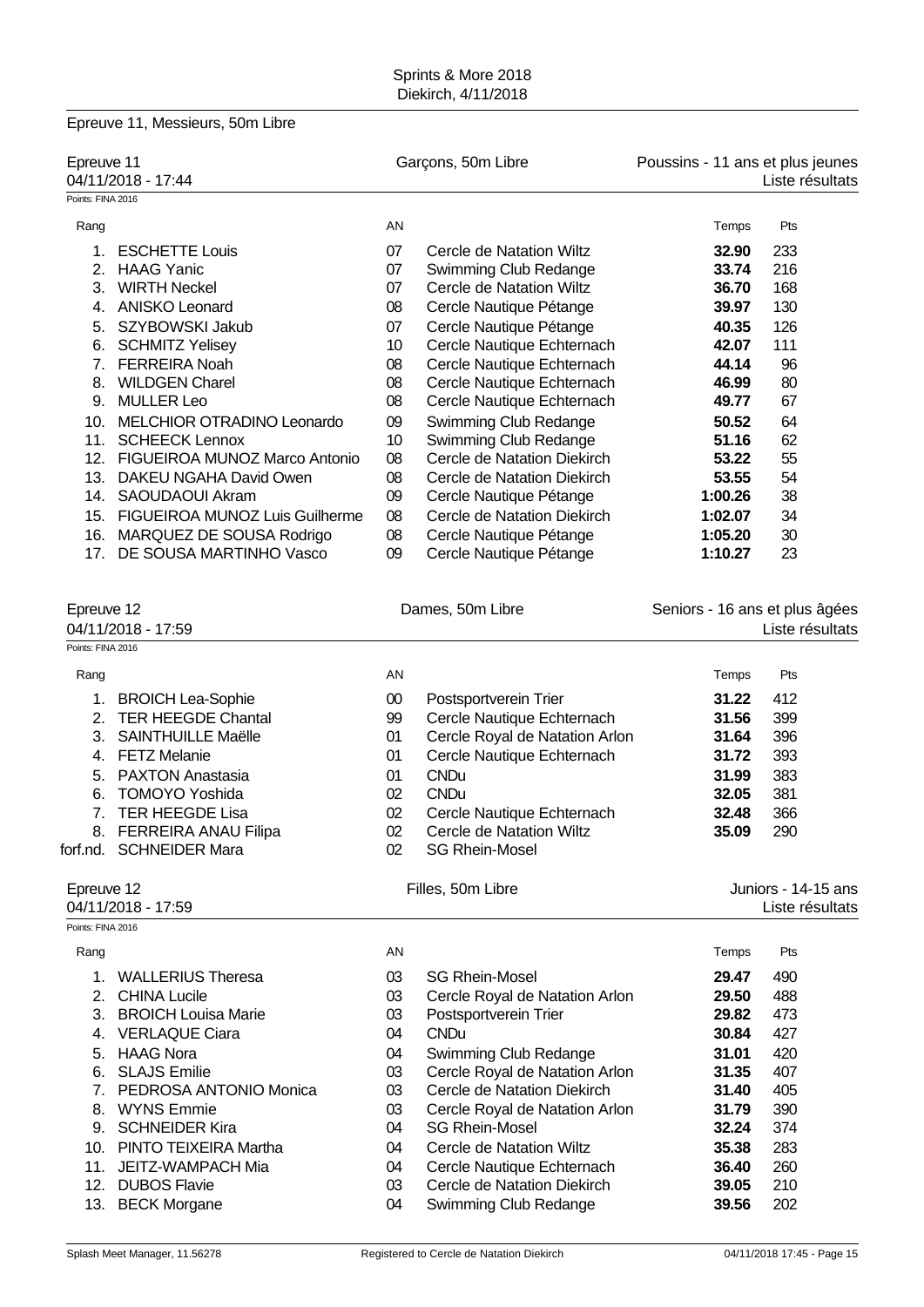Sprints & More 2018
Diekirch, 4/11/2018

## Epreuve 11, Messieurs, 50m Libre

**Epreuve 11** — Garçons, 50m Libre — Poussins - 11 ans et plus jeunes
04/11/2018 - 17:44 — Liste résultats

Points: FINA 2016

| Rang | | AN | | Temps | Pts |
|---|---|---|---|---|---|
| 1. | ESCHETTE Louis | 07 | Cercle de Natation Wiltz | **32.90** | 233 |
| 2. | HAAG Yanic | 07 | Swimming Club Redange | **33.74** | 216 |
| 3. | WIRTH Neckel | 07 | Cercle de Natation Wiltz | **36.70** | 168 |
| 4. | ANISKO Leonard | 08 | Cercle Nautique Pétange | **39.97** | 130 |
| 5. | SZYBOWSKI Jakub | 07 | Cercle Nautique Pétange | **40.35** | 126 |
| 6. | SCHMITZ Yelisey | 10 | Cercle Nautique Echternach | **42.07** | 111 |
| 7. | FERREIRA Noah | 08 | Cercle Nautique Echternach | **44.14** | 96 |
| 8. | WILDGEN Charel | 08 | Cercle Nautique Echternach | **46.99** | 80 |
| 9. | MULLER Leo | 08 | Cercle Nautique Echternach | **49.77** | 67 |
| 10. | MELCHIOR OTRADINO Leonardo | 09 | Swimming Club Redange | **50.52** | 64 |
| 11. | SCHEECK Lennox | 10 | Swimming Club Redange | **51.16** | 62 |
| 12. | FIGUEIROA MUNOZ Marco Antonio | 08 | Cercle de Natation Diekirch | **53.22** | 55 |
| 13. | DAKEU NGAHA David Owen | 08 | Cercle de Natation Diekirch | **53.55** | 54 |
| 14. | SAOUDAOUI Akram | 09 | Cercle Nautique Pétange | **1:00.26** | 38 |
| 15. | FIGUEIROA MUNOZ Luis Guilherme | 08 | Cercle de Natation Diekirch | **1:02.07** | 34 |
| 16. | MARQUEZ DE SOUSA Rodrigo | 08 | Cercle Nautique Pétange | **1:05.20** | 30 |
| 17. | DE SOUSA MARTINHO Vasco | 09 | Cercle Nautique Pétange | **1:10.27** | 23 |

**Epreuve 12** — Dames, 50m Libre — Seniors - 16 ans et plus âgées
04/11/2018 - 17:59 — Liste résultats

Points: FINA 2016

| Rang | | AN | | Temps | Pts |
|---|---|---|---|---|---|
| 1. | BROICH Lea-Sophie | 00 | Postsportverein Trier | **31.22** | 412 |
| 2. | TER HEEGDE Chantal | 99 | Cercle Nautique Echternach | **31.56** | 399 |
| 3. | SAINTHUILLE Maëlle | 01 | Cercle Royal de Natation Arlon | **31.64** | 396 |
| 4. | FETZ Melanie | 01 | Cercle Nautique Echternach | **31.72** | 393 |
| 5. | PAXTON Anastasia | 01 | CNDu | **31.99** | 383 |
| 6. | TOMOYO Yoshida | 02 | CNDu | **32.05** | 381 |
| 7. | TER HEEGDE Lisa | 02 | Cercle Nautique Echternach | **32.48** | 366 |
| 8. | FERREIRA ANAU Filipa | 02 | Cercle de Natation Wiltz | **35.09** | 290 |
| forf.nd. | SCHNEIDER Mara | 02 | SG Rhein-Mosel | | |

**Epreuve 12** — Filles, 50m Libre — Juniors - 14-15 ans
04/11/2018 - 17:59 — Liste résultats

Points: FINA 2016

| Rang | | AN | | Temps | Pts |
|---|---|---|---|---|---|
| 1. | WALLERIUS Theresa | 03 | SG Rhein-Mosel | **29.47** | 490 |
| 2. | CHINA Lucile | 03 | Cercle Royal de Natation Arlon | **29.50** | 488 |
| 3. | BROICH Louisa Marie | 03 | Postsportverein Trier | **29.82** | 473 |
| 4. | VERLAQUE Ciara | 04 | CNDu | **30.84** | 427 |
| 5. | HAAG Nora | 04 | Swimming Club Redange | **31.01** | 420 |
| 6. | SLAJS Emilie | 03 | Cercle Royal de Natation Arlon | **31.35** | 407 |
| 7. | PEDROSA ANTONIO Monica | 03 | Cercle de Natation Diekirch | **31.40** | 405 |
| 8. | WYNS Emmie | 03 | Cercle Royal de Natation Arlon | **31.79** | 390 |
| 9. | SCHNEIDER Kira | 04 | SG Rhein-Mosel | **32.24** | 374 |
| 10. | PINTO TEIXEIRA Martha | 04 | Cercle de Natation Wiltz | **35.38** | 283 |
| 11. | JEITZ-WAMPACH Mia | 04 | Cercle Nautique Echternach | **36.40** | 260 |
| 12. | DUBOS Flavie | 03 | Cercle de Natation Diekirch | **39.05** | 210 |
| 13. | BECK Morgane | 04 | Swimming Club Redange | **39.56** | 202 |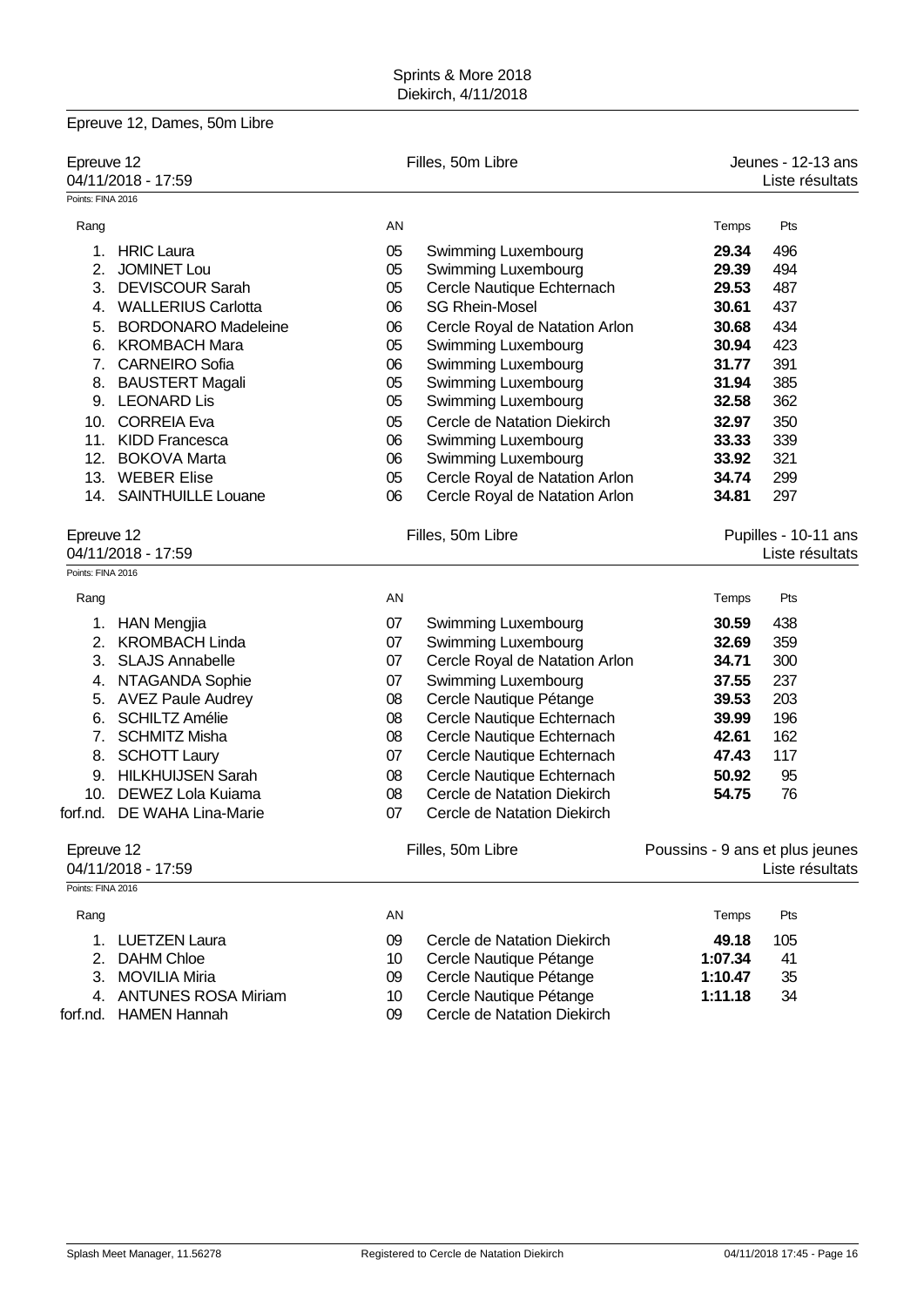## Epreuve 12, Dames, 50m Libre

Epreuve 12 — Filles, 50m Libre — Jeunes - 12-13 ans
04/11/2018 - 17:59 — Liste résultats
Points: FINA 2016

| Rang | | AN | | Temps | Pts |
|---|---|---|---|---|---|
| 1. | HRIC Laura | 05 | Swimming Luxembourg | **29.34** | 496 |
| 2. | JOMINET Lou | 05 | Swimming Luxembourg | **29.39** | 494 |
| 3. | DEVISCOUR Sarah | 05 | Cercle Nautique Echternach | **29.53** | 487 |
| 4. | WALLERIUS Carlotta | 06 | SG Rhein-Mosel | **30.61** | 437 |
| 5. | BORDONARO Madeleine | 06 | Cercle Royal de Natation Arlon | **30.68** | 434 |
| 6. | KROMBACH Mara | 05 | Swimming Luxembourg | **30.94** | 423 |
| 7. | CARNEIRO Sofia | 06 | Swimming Luxembourg | **31.77** | 391 |
| 8. | BAUSTERT Magali | 05 | Swimming Luxembourg | **31.94** | 385 |
| 9. | LEONARD Lis | 05 | Swimming Luxembourg | **32.58** | 362 |
| 10. | CORREIA Eva | 05 | Cercle de Natation Diekirch | **32.97** | 350 |
| 11. | KIDD Francesca | 06 | Swimming Luxembourg | **33.33** | 339 |
| 12. | BOKOVA Marta | 06 | Swimming Luxembourg | **33.92** | 321 |
| 13. | WEBER Elise | 05 | Cercle Royal de Natation Arlon | **34.74** | 299 |
| 14. | SAINTHUILLE Louane | 06 | Cercle Royal de Natation Arlon | **34.81** | 297 |

Epreuve 12 — Filles, 50m Libre — Pupilles - 10-11 ans
04/11/2018 - 17:59 — Liste résultats
Points: FINA 2016

| Rang | | AN | | Temps | Pts |
|---|---|---|---|---|---|
| 1. | HAN Mengjia | 07 | Swimming Luxembourg | **30.59** | 438 |
| 2. | KROMBACH Linda | 07 | Swimming Luxembourg | **32.69** | 359 |
| 3. | SLAJS Annabelle | 07 | Cercle Royal de Natation Arlon | **34.71** | 300 |
| 4. | NTAGANDA Sophie | 07 | Swimming Luxembourg | **37.55** | 237 |
| 5. | AVEZ Paule Audrey | 08 | Cercle Nautique Pétange | **39.53** | 203 |
| 6. | SCHILTZ Amélie | 08 | Cercle Nautique Echternach | **39.99** | 196 |
| 7. | SCHMITZ Misha | 08 | Cercle Nautique Echternach | **42.61** | 162 |
| 8. | SCHOTT Laury | 07 | Cercle Nautique Echternach | **47.43** | 117 |
| 9. | HILKHUIJSEN Sarah | 08 | Cercle Nautique Echternach | **50.92** | 95 |
| 10. | DEWEZ Lola Kuiama | 08 | Cercle de Natation Diekirch | **54.75** | 76 |
| forf.nd. | DE WAHA Lina-Marie | 07 | Cercle de Natation Diekirch | | |

Epreuve 12 — Filles, 50m Libre — Poussins - 9 ans et plus jeunes
04/11/2018 - 17:59 — Liste résultats
Points: FINA 2016

| Rang | | AN | | Temps | Pts |
|---|---|---|---|---|---|
| 1. | LUETZEN Laura | 09 | Cercle de Natation Diekirch | **49.18** | 105 |
| 2. | DAHM Chloe | 10 | Cercle Nautique Pétange | **1:07.34** | 41 |
| 3. | MOVILIA Miria | 09 | Cercle Nautique Pétange | **1:10.47** | 35 |
| 4. | ANTUNES ROSA Miriam | 10 | Cercle Nautique Pétange | **1:11.18** | 34 |
| forf.nd. | HAMEN Hannah | 09 | Cercle de Natation Diekirch | | |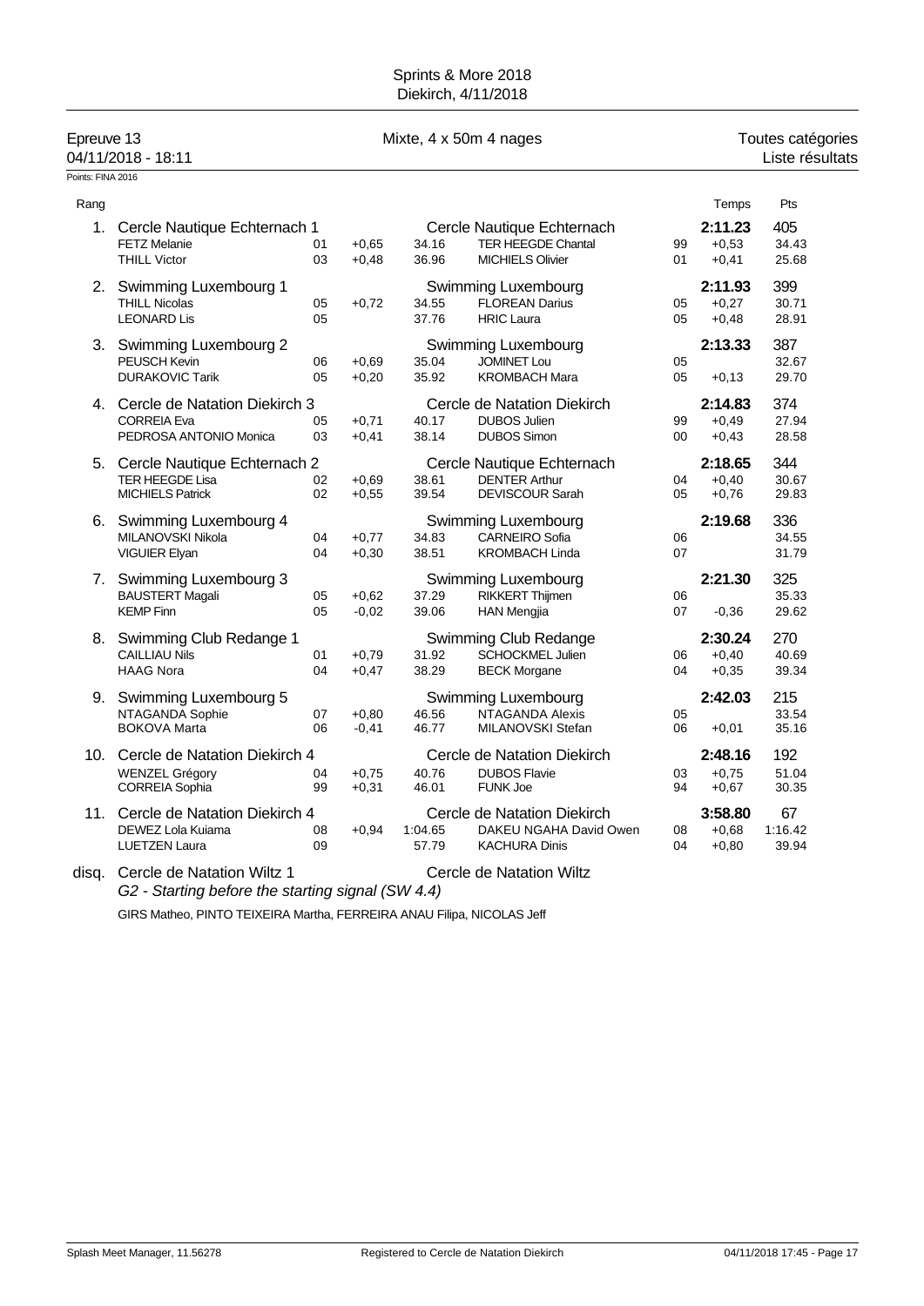Sprints & More 2018
Diekirch, 4/11/2018

Epreuve 13 — Mixte, 4 x 50m 4 nages — Toutes catégories
04/11/2018 - 18:11 — Liste résultats

Points: FINA 2016

| Rang | | | | | | | | Temps | Pts |
|---|---|---|---|---|---|---|---|---|---|
| 1. | Cercle Nautique Echternach 1 | | | | Cercle Nautique Echternach | | | 2:11.23 | 405 |
| | FETZ Melanie | 01 | +0,65 | 34.16 | TER HEEGDE Chantal | 99 | | +0,53 | 34.43 |
| | THILL Victor | 03 | +0,48 | 36.96 | MICHIELS Olivier | 01 | | +0,41 | 25.68 |
| 2. | Swimming Luxembourg 1 | | | | Swimming Luxembourg | | | 2:11.93 | 399 |
| | THILL Nicolas | 05 | +0,72 | 34.55 | FLOREAN Darius | 05 | | +0,27 | 30.71 |
| | LEONARD Lis | 05 | | 37.76 | HRIC Laura | 05 | | +0,48 | 28.91 |
| 3. | Swimming Luxembourg 2 | | | | Swimming Luxembourg | | | 2:13.33 | 387 |
| | PEUSCH Kevin | 06 | +0,69 | 35.04 | JOMINET Lou | 05 | | | 32.67 |
| | DURAKOVIC Tarik | 05 | +0,20 | 35.92 | KROMBACH Mara | 05 | | +0,13 | 29.70 |
| 4. | Cercle de Natation Diekirch 3 | | | | Cercle de Natation Diekirch | | | 2:14.83 | 374 |
| | CORREIA Eva | 05 | +0,71 | 40.17 | DUBOS Julien | 99 | | +0,49 | 27.94 |
| | PEDROSA ANTONIO Monica | 03 | +0,41 | 38.14 | DUBOS Simon | 00 | | +0,43 | 28.58 |
| 5. | Cercle Nautique Echternach 2 | | | | Cercle Nautique Echternach | | | 2:18.65 | 344 |
| | TER HEEGDE Lisa | 02 | +0,69 | 38.61 | DENTER Arthur | 04 | | +0,40 | 30.67 |
| | MICHIELS Patrick | 02 | +0,55 | 39.54 | DEVISCOUR Sarah | 05 | | +0,76 | 29.83 |
| 6. | Swimming Luxembourg 4 | | | | Swimming Luxembourg | | | 2:19.68 | 336 |
| | MILANOVSKI Nikola | 04 | +0,77 | 34.83 | CARNEIRO Sofia | 06 | | | 34.55 |
| | VIGUIER Elyan | 04 | +0,30 | 38.51 | KROMBACH Linda | 07 | | | 31.79 |
| 7. | Swimming Luxembourg 3 | | | | Swimming Luxembourg | | | 2:21.30 | 325 |
| | BAUSTERT Magali | 05 | +0,62 | 37.29 | RIKKERT Thijmen | 06 | | | 35.33 |
| | KEMP Finn | 05 | -0,02 | 39.06 | HAN Mengjia | 07 | | -0,36 | 29.62 |
| 8. | Swimming Club Redange 1 | | | | Swimming Club Redange | | | 2:30.24 | 270 |
| | CAILLIAU Nils | 01 | +0,79 | 31.92 | SCHOCKMEL Julien | 06 | | +0,40 | 40.69 |
| | HAAG Nora | 04 | +0,47 | 38.29 | BECK Morgane | 04 | | +0,35 | 39.34 |
| 9. | Swimming Luxembourg 5 | | | | Swimming Luxembourg | | | 2:42.03 | 215 |
| | NTAGANDA Sophie | 07 | +0,80 | 46.56 | NTAGANDA Alexis | 05 | | | 33.54 |
| | BOKOVA Marta | 06 | -0,41 | 46.77 | MILANOVSKI Stefan | 06 | | +0,01 | 35.16 |
| 10. | Cercle de Natation Diekirch 4 | | | | Cercle de Natation Diekirch | | | 2:48.16 | 192 |
| | WENZEL Grégory | 04 | +0,75 | 40.76 | DUBOS Flavie | 03 | | +0,75 | 51.04 |
| | CORREIA Sophia | 99 | +0,31 | 46.01 | FUNK Joe | 94 | | +0,67 | 30.35 |
| 11. | Cercle de Natation Diekirch 4 | | | | Cercle de Natation Diekirch | | | 3:58.80 | 67 |
| | DEWEZ Lola Kuiama | 08 | +0,94 | 1:04.65 | DAKEU NGAHA David Owen | 08 | | +0,68 | 1:16.42 |
| | LUETZEN Laura | 09 | | 57.79 | KACHURA Dinis | 04 | | +0,80 | 39.94 |
| disq. | Cercle de Natation Wiltz 1 | | | | Cercle de Natation Wiltz | | | | |

*G2 - Starting before the starting signal (SW 4.4)*

GIRS Matheo, PINTO TEIXEIRA Martha, FERREIRA ANAU Filipa, NICOLAS Jeff

Splash Meet Manager, 11.56278 — Registered to Cercle de Natation Diekirch — 04/11/2018 17:45